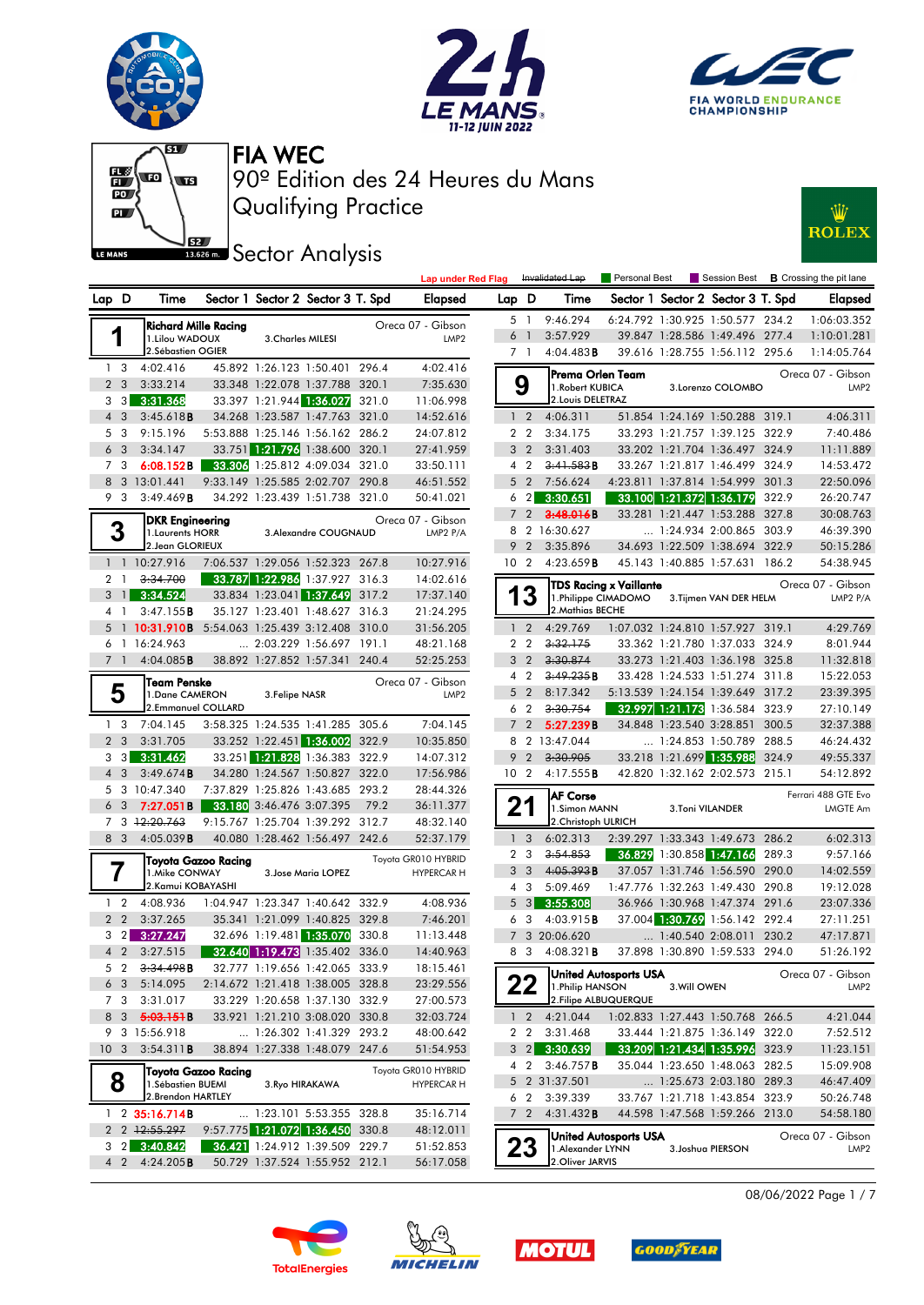# FIA WEC

## 90º Edition des 24 Heures du Mans

## Qualifying Practice

## Sector Analysis

Legend: Lap under Red Flag | Invalidated Lap | Personal Best | Session Best | B Crossing the pit lane

### 1 — Richard Mille Racing — Oreca 07 - Gibson — LMP2
1.Lilou WADOUX, 2.Sébastien OGIER, 3.Charles MILESI

| Lap | D | Time | Sector 1 | Sector 2 | Sector 3 | T. Spd | Elapsed |
|---|---|---|---|---|---|---|---|
| 1 | 3 | 4:02.416 | 45.892 | 1:26.123 | 1:50.401 | 296.4 | 4:02.416 |
| 2 | 3 | 3:33.214 | 33.348 | 1:22.078 | 1:37.788 | 320.1 | 7:35.630 |
| 3 | 3 | 3:31.368 | 33.397 | 1:21.944 | 1:36.027 | 321.0 | 11:06.998 |
| 4 | 3 | 3:45.618B | 34.268 | 1:23.587 | 1:47.763 | 321.0 | 14:52.616 |
| 5 | 3 | 9:15.196 | 5:53.888 | 1:25.146 | 1:56.162 | 286.2 | 24:07.812 |
| 6 | 3 | 3:34.147 | 33.751 | 1:21.796 | 1:38.600 | 320.1 | 27:41.959 |
| 7 | 3 | 6:08.152B | 33.306 | 1:25.812 | 4:09.034 | 321.0 | 33:50.111 |
| 8 | 3 | 13:01.441 | 9:33.149 | 1:25.585 | 2:02.707 | 290.8 | 46:51.552 |
| 9 | 3 | 3:49.469B | 34.292 | 1:23.439 | 1:51.738 | 321.0 | 50:41.021 |

### 3 — DKR Engineering — Oreca 07 - Gibson — LMP2 P/A
1.Laurents HORR, 2.Jean GLORIEUX, 3.Alexandre COUGNAUD

| Lap | D | Time | Sector 1 | Sector 2 | Sector 3 | T. Spd | Elapsed |
|---|---|---|---|---|---|---|---|
| 1 | 1 | 10:27.916 | 7:06.537 | 1:29.056 | 1:52.323 | 267.8 | 10:27.916 |
| 2 | 1 | ~~3:34.700~~ | 33.787 | 1:22.986 | 1:37.927 | 316.3 | 14:02.616 |
| 3 | 1 | 3:34.524 | 33.834 | 1:23.041 | 1:37.649 | 317.2 | 17:37.140 |
| 4 | 1 | 3:47.155B | 35.127 | 1:23.401 | 1:48.627 | 316.3 | 21:24.295 |
| 5 | 1 | 10:31.910B | 5:54.063 | 1:25.439 | 3:12.408 | 310.0 | 31:56.205 |
| 6 | 1 | 16:24.963 | ... | 2:03.229 | 1:56.697 | 191.1 | 48:21.168 |
| 7 | 1 | 4:04.085B | 38.892 | 1:27.852 | 1:57.341 | 240.4 | 52:25.253 |

### 5 — Team Penske — Oreca 07 - Gibson — LMP2
1.Dane CAMERON, 2.Emmanuel COLLARD, 3.Felipe NASR

| Lap | D | Time | Sector 1 | Sector 2 | Sector 3 | T. Spd | Elapsed |
|---|---|---|---|---|---|---|---|
| 1 | 3 | 7:04.145 | 3:58.325 | 1:24.535 | 1:41.285 | 305.6 | 7:04.145 |
| 2 | 3 | 3:31.705 | 33.252 | 1:22.451 | 1:36.002 | 322.9 | 10:35.850 |
| 3 | 3 | 3:31.462 | 33.251 | 1:21.828 | 1:36.383 | 322.9 | 14:07.312 |
| 4 | 3 | 3:49.674B | 34.280 | 1:24.567 | 1:50.827 | 322.0 | 17:56.986 |
| 5 | 3 | 10:47.340 | 7:37.829 | 1:25.826 | 1:43.685 | 293.2 | 28:44.326 |
| 6 | 3 | 7:27.051B | 33.180 | 3:46.476 | 3:07.395 | 79.2 | 36:11.377 |
| 7 | 3 | ~~12:20.763~~ | 9:15.767 | 1:25.704 | 1:39.292 | 312.7 | 48:32.140 |
| 8 | 3 | 4:05.039B | 40.080 | 1:28.462 | 1:56.497 | 242.6 | 52:37.179 |

### 7 — Toyota Gazoo Racing — Toyota GR010 HYBRID — HYPERCAR H
1.Mike CONWAY, 2.Kamui KOBAYASHI, 3.Jose Maria LOPEZ

| Lap | D | Time | Sector 1 | Sector 2 | Sector 3 | T. Spd | Elapsed |
|---|---|---|---|---|---|---|---|
| 1 | 2 | 4:08.936 | 1:04.947 | 1:23.347 | 1:40.642 | 332.9 | 4:08.936 |
| 2 | 2 | 3:37.265 | 35.341 | 1:21.099 | 1:40.825 | 329.8 | 7:46.201 |
| 3 | 2 | 3:27.247 | 32.696 | 1:19.481 | 1:35.070 | 330.8 | 11:13.448 |
| 4 | 2 | 3:27.515 | 32.640 | 1:19.473 | 1:35.402 | 336.0 | 14:40.963 |
| 5 | 2 | ~~3:34.498B~~ | 32.777 | 1:19.656 | 1:42.065 | 333.9 | 18:15.461 |
| 6 | 3 | 5:14.095 | 2:14.672 | 1:21.418 | 1:38.005 | 328.8 | 23:29.556 |
| 7 | 3 | 3:31.017 | 33.229 | 1:20.658 | 1:37.130 | 332.9 | 27:00.573 |
| 8 | 3 | 5:03.151B | 33.921 | 1:21.210 | 3:08.020 | 330.8 | 32:03.724 |
| 9 | 3 | 15:56.918 | ... | 1:26.302 | 1:41.329 | 293.2 | 48:00.642 |
| 10 | 3 | 3:54.311B | 38.894 | 1:27.338 | 1:48.079 | 247.6 | 51:54.953 |

### 8 — Toyota Gazoo Racing — Toyota GR010 HYBRID — HYPERCAR H
1.Sébastien BUEMI, 2.Brendon HARTLEY, 3.Ryo HIRAKAWA

| Lap | D | Time | Sector 1 | Sector 2 | Sector 3 | T. Spd | Elapsed |
|---|---|---|---|---|---|---|---|
| 1 | 2 | 35:16.714B | ... | 1:23.101 | 5:53.355 | 328.8 | 35:16.714 |
| 2 | 2 | ~~12:55.297~~ | 9:57.775 | 1:21.072 | 1:36.450 | 330.8 | 48:12.011 |
| 3 | 2 | 3:40.842 | 36.421 | 1:24.912 | 1:39.509 | 229.7 | 51:52.853 |
| 4 | 2 | 4:24.205B | 50.729 | 1:37.524 | 1:55.952 | 212.1 | 56:17.058 |

### 1 — Richard Mille Racing (continued)

| Lap | D | Time | Sector 1 | Sector 2 | Sector 3 | T. Spd | Elapsed |
|---|---|---|---|---|---|---|---|
| 5 | 1 | 9:46.294 | 6:24.792 | 1:30.925 | 1:50.577 | 234.2 | 1:06:03.352 |
| 6 | 1 | 3:57.929 | 39.847 | 1:28.586 | 1:49.496 | 277.4 | 1:10:01.281 |
| 7 | 1 | 4:04.483B | 39.616 | 1:28.755 | 1:56.112 | 295.6 | 1:14:05.764 |

### 9 — Prema Orlen Team — Oreca 07 - Gibson — LMP2
1.Robert KUBICA, 2.Louis DELETRAZ, 3.Lorenzo COLOMBO

| Lap | D | Time | Sector 1 | Sector 2 | Sector 3 | T. Spd | Elapsed |
|---|---|---|---|---|---|---|---|
| 1 | 2 | 4:06.311 | 51.854 | 1:24.169 | 1:50.288 | 319.1 | 4:06.311 |
| 2 | 2 | 3:34.175 | 33.293 | 1:21.757 | 1:39.125 | 322.9 | 7:40.486 |
| 3 | 2 | 3:31.403 | 33.202 | 1:21.704 | 1:36.497 | 324.9 | 11:11.889 |
| 4 | 2 | ~~3:41.583B~~ | 33.267 | 1:21.817 | 1:46.499 | 324.9 | 14:53.472 |
| 5 | 2 | 7:56.624 | 4:23.811 | 1:37.814 | 1:54.999 | 301.3 | 22:50.096 |
| 6 | 2 | 3:30.651 | 33.100 | 1:21.372 | 1:36.179 | 322.9 | 26:20.747 |
| 7 | 2 | 3:48.016B | 33.281 | 1:21.447 | 1:53.288 | 327.8 | 30:08.763 |
| 8 | 2 | 16:30.627 | ... | 1:24.934 | 2:00.865 | 303.9 | 46:39.390 |
| 9 | 2 | 3:35.896 | 34.693 | 1:22.509 | 1:38.694 | 322.9 | 50:15.286 |
| 10 | 2 | 4:23.659B | 45.143 | 1:40.885 | 1:57.631 | 186.2 | 54:38.945 |

### 13 — TDS Racing x Vaillante — Oreca 07 - Gibson — LMP2 P/A
1.Philippe CIMADOMO, 2.Mathias BECHE, 3.Tijmen VAN DER HELM

| Lap | D | Time | Sector 1 | Sector 2 | Sector 3 | T. Spd | Elapsed |
|---|---|---|---|---|---|---|---|
| 1 | 2 | 4:29.769 | 1:07.032 | 1:24.810 | 1:57.927 | 319.1 | 4:29.769 |
| 2 | 2 | ~~3:32.175~~ | 33.362 | 1:21.780 | 1:37.033 | 324.9 | 8:01.944 |
| 3 | 2 | ~~3:30.874~~ | 33.273 | 1:21.403 | 1:36.198 | 325.8 | 11:32.818 |
| 4 | 2 | ~~3:49.235B~~ | 33.428 | 1:24.533 | 1:51.274 | 311.8 | 15:22.053 |
| 5 | 2 | 8:17.342 | 5:13.539 | 1:24.154 | 1:39.649 | 317.2 | 23:39.395 |
| 6 | 2 | ~~3:30.754~~ | 32.997 | 1:21.173 | 1:36.584 | 323.9 | 27:10.149 |
| 7 | 2 | 5:27.239B | 34.848 | 1:23.540 | 3:28.851 | 300.5 | 32:37.388 |
| 8 | 2 | 13:47.044 | ... | 1:24.853 | 1:50.789 | 288.5 | 46:24.432 |
| 9 | 2 | ~~3:30.905~~ | 33.218 | 1:21.699 | 1:35.988 | 324.9 | 49:55.337 |
| 10 | 2 | 4:17.555B | 42.820 | 1:32.162 | 2:02.573 | 215.1 | 54:12.892 |

### 21 — AF Corse — Ferrari 488 GTE Evo — LMGTE Am
1.Simon MANN, 2.Christoph ULRICH, 3.Toni VILANDER

| Lap | D | Time | Sector 1 | Sector 2 | Sector 3 | T. Spd | Elapsed |
|---|---|---|---|---|---|---|---|
| 1 | 3 | 6:02.313 | 2:39.297 | 1:33.343 | 1:49.673 | 286.2 | 6:02.313 |
| 2 | 3 | ~~3:54.853~~ | 36.829 | 1:30.858 | 1:47.166 | 289.3 | 9:57.166 |
| 3 | 3 | ~~4:05.393B~~ | 37.057 | 1:31.746 | 1:56.590 | 290.0 | 14:02.559 |
| 4 | 3 | 5:09.469 | 1:47.776 | 1:32.263 | 1:49.430 | 290.8 | 19:12.028 |
| 5 | 3 | 3:55.308 | 36.966 | 1:30.968 | 1:47.374 | 291.6 | 23:07.336 |
| 6 | 3 | 4:03.915B | 37.004 | 1:30.769 | 1:56.142 | 292.4 | 27:11.251 |
| 7 | 3 | 20:06.620 | ... | 1:40.540 | 2:08.011 | 230.2 | 47:17.871 |
| 8 | 3 | 4:08.321B | 37.898 | 1:30.890 | 1:59.533 | 294.0 | 51:26.192 |

### 22 — United Autosports USA — Oreca 07 - Gibson — LMP2
1.Philip HANSON, 2.Filipe ALBUQUERQUE, 3.Will OWEN

| Lap | D | Time | Sector 1 | Sector 2 | Sector 3 | T. Spd | Elapsed |
|---|---|---|---|---|---|---|---|
| 1 | 2 | 4:21.044 | 1:02.833 | 1:27.443 | 1:50.768 | 266.5 | 4:21.044 |
| 2 | 2 | 3:31.468 | 33.444 | 1:21.875 | 1:36.149 | 322.0 | 7:52.512 |
| 3 | 2 | 3:30.639 | 33.209 | 1:21.434 | 1:35.996 | 323.9 | 11:23.151 |
| 4 | 2 | 3:46.757B | 35.044 | 1:23.650 | 1:48.063 | 282.5 | 15:09.908 |
| 5 | 2 | 31:37.501 | ... | 1:25.673 | 2:03.180 | 289.3 | 46:47.409 |
| 6 | 2 | 3:39.339 | 33.767 | 1:21.718 | 1:43.854 | 323.9 | 50:26.748 |
| 7 | 2 | 4:31.432B | 44.598 | 1:47.568 | 1:59.266 | 213.0 | 54:58.180 |

### 23 — United Autosports USA — Oreca 07 - Gibson — LMP2
1.Alexander LYNN, 2.Oliver JARVIS, 3.Joshua PIERSON

08/06/2022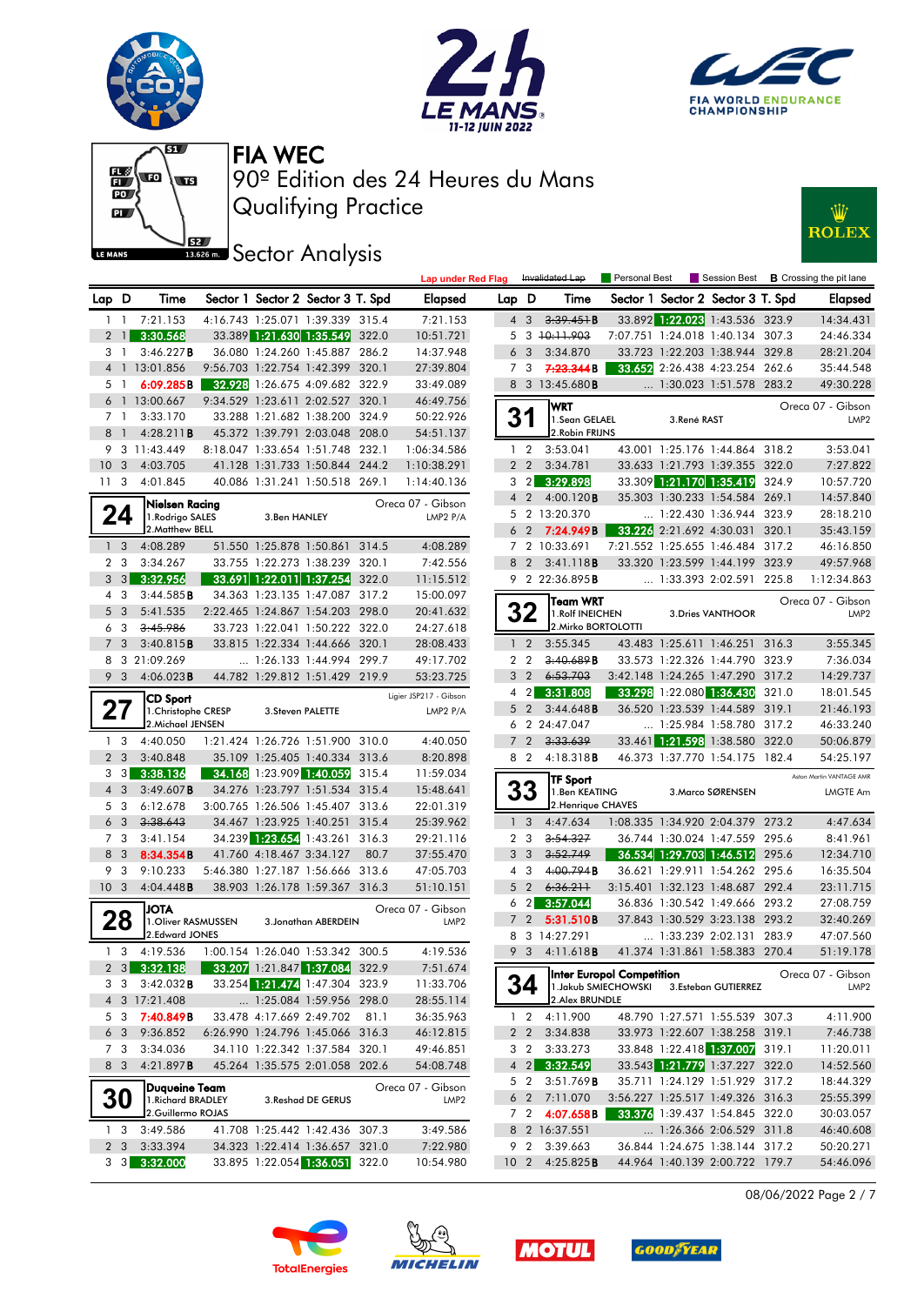# FIA WEC

## 90º Edition des 24 Heures du Mans

## Qualifying Practice

## Sector Analysis

Lap under Red Flag | Invalidated Lap | Personal Best | Session Best | B Crossing the pit lane

(continued from previous page)

| Lap | D | Time | Sector 1 | Sector 2 | Sector 3 | T. Spd | Elapsed |
|---|---|---|---|---|---|---|---|
| 1 | 1 | 7:21.153 | 4:16.743 | 1:25.071 | 1:39.339 | 315.4 | 7:21.153 |
| 2 | 1 | 3:30.568 | 33.389 | 1:21.630 | 1:35.549 | 322.0 | 10:51.721 |
| 3 | 1 | 3:46.227B | 36.080 | 1:24.260 | 1:45.887 | 286.2 | 14:37.948 |
| 4 | 1 | 13:01.856 | 9:56.703 | 1:22.754 | 1:42.399 | 320.1 | 27:39.804 |
| 5 | 1 | 6:09.285B | 32.928 | 1:26.675 | 4:09.682 | 322.9 | 33:49.089 |
| 6 | 1 | 13:00.667 | 9:34.529 | 1:23.611 | 2:02.527 | 320.1 | 46:49.756 |
| 7 | 1 | 3:33.170 | 33.288 | 1:21.682 | 1:38.200 | 324.9 | 50:22.926 |
| 8 | 1 | 4:28.211B | 45.372 | 1:39.791 | 2:03.048 | 208.0 | 54:51.137 |
| 9 | 3 | 11:43.449 | 8:18.047 | 1:33.654 | 1:51.748 | 232.1 | 1:06:34.586 |
| 10 | 3 | 4:03.705 | 41.128 | 1:31.733 | 1:50.844 | 244.2 | 1:10:38.291 |
| 11 | 3 | 4:01.845 | 40.086 | 1:31.241 | 1:50.518 | 269.1 | 1:14:40.136 |

### 24 Nielsen Racing — Oreca 07 - Gibson — LMP2 P/A
1.Rodrigo SALES, 2.Matthew BELL, 3.Ben HANLEY

| Lap | D | Time | Sector 1 | Sector 2 | Sector 3 | T. Spd | Elapsed |
|---|---|---|---|---|---|---|---|
| 1 | 3 | 4:08.289 | 51.550 | 1:25.878 | 1:50.861 | 314.5 | 4:08.289 |
| 2 | 3 | 3:34.267 | 33.755 | 1:22.273 | 1:38.239 | 320.1 | 7:42.556 |
| 3 | 3 | 3:32.956 | 33.691 | 1:22.011 | 1:37.254 | 322.0 | 11:15.512 |
| 4 | 3 | 3:44.585B | 34.363 | 1:23.135 | 1:47.087 | 317.2 | 15:00.097 |
| 5 | 3 | 5:41.535 | 2:22.465 | 1:24.867 | 1:54.203 | 298.0 | 20:41.632 |
| 6 | 3 | ~~3:45.986~~ | 33.723 | 1:22.041 | 1:50.222 | 322.0 | 24:27.618 |
| 7 | 3 | 3:40.815B | 33.815 | 1:22.334 | 1:44.666 | 320.1 | 28:08.433 |
| 8 | 3 | 21:09.269 | ... | 1:26.133 | 1:44.994 | 299.7 | 49:17.702 |
| 9 | 3 | 4:06.023B | 44.782 | 1:29.812 | 1:51.429 | 219.9 | 53:23.725 |

### 27 CD Sport — Ligier JSP217 - Gibson — LMP2 P/A
1.Christophe CRESP, 2.Michael JENSEN, 3.Steven PALETTE

| Lap | D | Time | Sector 1 | Sector 2 | Sector 3 | T. Spd | Elapsed |
|---|---|---|---|---|---|---|---|
| 1 | 3 | 4:40.050 | 1:21.424 | 1:26.726 | 1:51.900 | 310.0 | 4:40.050 |
| 2 | 3 | 3:40.848 | 35.109 | 1:25.405 | 1:40.334 | 313.6 | 8:20.898 |
| 3 | 3 | 3:38.136 | 34.168 | 1:23.909 | 1:40.059 | 315.4 | 11:59.034 |
| 4 | 3 | 3:49.607B | 34.276 | 1:23.797 | 1:51.534 | 315.4 | 15:48.641 |
| 5 | 3 | 6:12.678 | 3:00.765 | 1:26.506 | 1:45.407 | 313.6 | 22:01.319 |
| 6 | 3 | ~~3:38.643~~ | 34.467 | 1:23.925 | 1:40.251 | 315.4 | 25:39.962 |
| 7 | 3 | 3:41.154 | 34.239 | 1:23.654 | 1:43.261 | 316.3 | 29:21.116 |
| 8 | 3 | 8:34.354B | 41.760 | 4:18.467 | 3:34.127 | 80.7 | 37:55.470 |
| 9 | 3 | 9:10.233 | 5:46.380 | 1:27.187 | 1:56.666 | 313.6 | 47:05.703 |
| 10 | 3 | 4:04.448B | 38.903 | 1:26.178 | 1:59.367 | 316.3 | 51:10.151 |

### 28 JOTA — Oreca 07 - Gibson — LMP2
1.Oliver RASMUSSEN, 2.Edward JONES, 3.Jonathan ABERDEIN

| Lap | D | Time | Sector 1 | Sector 2 | Sector 3 | T. Spd | Elapsed |
|---|---|---|---|---|---|---|---|
| 1 | 3 | 4:19.536 | 1:00.154 | 1:26.040 | 1:53.342 | 300.5 | 4:19.536 |
| 2 | 3 | 3:32.138 | 33.207 | 1:21.847 | 1:37.084 | 322.9 | 7:51.674 |
| 3 | 3 | 3:42.032B | 33.254 | 1:21.474 | 1:47.304 | 323.9 | 11:33.706 |
| 4 | 3 | 17:21.408 | ... | 1:25.084 | 1:59.956 | 298.0 | 28:55.114 |
| 5 | 3 | 7:40.849B | 33.478 | 4:17.669 | 2:49.702 | 81.1 | 36:35.963 |
| 6 | 3 | 9:36.852 | 6:26.990 | 1:24.796 | 1:45.066 | 316.3 | 46:12.815 |
| 7 | 3 | 3:34.036 | 34.110 | 1:22.342 | 1:37.584 | 320.1 | 49:46.851 |
| 8 | 3 | 4:21.897B | 45.264 | 1:35.575 | 2:01.058 | 202.6 | 54:08.748 |

### 30 Duqueine Team — Oreca 07 - Gibson — LMP2
1.Richard BRADLEY, 2.Guillermo ROJAS, 3.Reshad DE GERUS

| Lap | D | Time | Sector 1 | Sector 2 | Sector 3 | T. Spd | Elapsed |
|---|---|---|---|---|---|---|---|
| 1 | 3 | 3:49.586 | 41.708 | 1:25.442 | 1:42.436 | 307.3 | 3:49.586 |
| 2 | 3 | 3:33.394 | 34.323 | 1:22.414 | 1:36.657 | 321.0 | 7:22.980 |
| 3 | 3 | 3:32.000 | 33.895 | 1:22.054 | 1:36.051 | 322.0 | 10:54.980 |
| 4 | 3 | ~~3:39.451~~B | 33.892 | 1:22.023 | 1:43.536 | 323.9 | 14:34.431 |
| 5 | 3 | ~~10:11.903~~ | 7:07.751 | 1:24.018 | 1:40.134 | 307.3 | 24:46.334 |
| 6 | 3 | 3:34.870 | 33.723 | 1:22.203 | 1:38.944 | 329.8 | 28:21.204 |
| 7 | 3 | ~~7:23.344~~B | 33.652 | 2:26.438 | 4:23.254 | 262.6 | 35:44.548 |
| 8 | 3 | 13:45.680B | ... | 1:30.023 | 1:51.578 | 283.2 | 49:30.228 |

### 31 WRT — Oreca 07 - Gibson — LMP2
1.Sean GELAEL, 2.Robin FRIJNS, 3.René RAST

| Lap | D | Time | Sector 1 | Sector 2 | Sector 3 | T. Spd | Elapsed |
|---|---|---|---|---|---|---|---|
| 1 | 2 | 3:53.041 | 43.001 | 1:25.176 | 1:44.864 | 318.2 | 3:53.041 |
| 2 | 2 | 3:34.781 | 33.633 | 1:21.793 | 1:39.355 | 322.0 | 7:27.822 |
| 3 | 2 | 3:29.898 | 33.309 | 1:21.170 | 1:35.419 | 324.9 | 10:57.720 |
| 4 | 2 | 4:00.120B | 35.303 | 1:30.233 | 1:54.584 | 269.1 | 14:57.840 |
| 5 | 2 | 13:20.370 | ... | 1:22.430 | 1:36.944 | 323.9 | 28:18.210 |
| 6 | 2 | 7:24.949B | 33.226 | 2:21.692 | 4:30.031 | 320.1 | 35:43.159 |
| 7 | 2 | 10:33.691 | 7:21.552 | 1:25.655 | 1:46.484 | 317.2 | 46:16.850 |
| 8 | 2 | 3:41.118B | 33.320 | 1:23.599 | 1:44.199 | 323.9 | 49:57.968 |
| 9 | 2 | 22:36.895B | ... | 1:33.393 | 2:02.591 | 225.8 | 1:12:34.863 |

### 32 Team WRT — Oreca 07 - Gibson — LMP2
1.Rolf INEICHEN, 2.Mirko BORTOLOTTI, 3.Dries VANTHOOR

| Lap | D | Time | Sector 1 | Sector 2 | Sector 3 | T. Spd | Elapsed |
|---|---|---|---|---|---|---|---|
| 1 | 2 | 3:55.345 | 43.483 | 1:25.611 | 1:46.251 | 316.3 | 3:55.345 |
| 2 | 2 | ~~3:40.689~~B | 33.573 | 1:22.326 | 1:44.790 | 323.9 | 7:36.034 |
| 3 | 2 | ~~6:53.703~~ | 3:42.148 | 1:24.265 | 1:47.290 | 317.2 | 14:29.737 |
| 4 | 2 | 3:31.808 | 33.298 | 1:22.080 | 1:36.430 | 321.0 | 18:01.545 |
| 5 | 2 | 3:44.648B | 36.520 | 1:23.539 | 1:44.589 | 319.1 | 21:46.193 |
| 6 | 2 | 24:47.047 | ... | 1:25.984 | 1:58.780 | 317.2 | 46:33.240 |
| 7 | 2 | ~~3:33.639~~ | 33.461 | 1:21.598 | 1:38.580 | 322.0 | 50:06.879 |
| 8 | 2 | 4:18.318B | 46.373 | 1:37.770 | 1:54.175 | 182.4 | 54:25.197 |

### 33 TF Sport — Aston Martin VANTAGE AMR — LMGTE Am
1.Ben KEATING, 2.Henrique CHAVES, 3.Marco SØRENSEN

| Lap | D | Time | Sector 1 | Sector 2 | Sector 3 | T. Spd | Elapsed |
|---|---|---|---|---|---|---|---|
| 1 | 3 | 4:47.634 | 1:08.335 | 1:34.920 | 2:04.379 | 273.2 | 4:47.634 |
| 2 | 3 | ~~3:54.327~~ | 36.744 | 1:30.024 | 1:47.559 | 295.6 | 8:41.961 |
| 3 | 3 | ~~3:52.749~~ | 36.534 | 1:29.703 | 1:46.512 | 295.6 | 12:34.710 |
| 4 | 3 | ~~4:00.794~~B | 36.621 | 1:29.911 | 1:54.262 | 295.6 | 16:35.504 |
| 5 | 2 | ~~6:36.211~~ | 3:15.401 | 1:32.123 | 1:48.687 | 292.4 | 23:11.715 |
| 6 | 2 | 3:57.044 | 36.836 | 1:30.542 | 1:49.666 | 293.2 | 27:08.759 |
| 7 | 2 | 5:31.510B | 37.843 | 1:30.529 | 3:23.138 | 293.2 | 32:40.269 |
| 8 | 3 | 14:27.291 | ... | 1:33.239 | 2:02.131 | 283.9 | 47:07.560 |
| 9 | 3 | 4:11.618B | 41.374 | 1:31.861 | 1:58.383 | 270.4 | 51:19.178 |

### 34 Inter Europol Competition — Oreca 07 - Gibson — LMP2
1.Jakub SMIECHOWSKI, 2.Alex BRUNDLE, 3.Esteban GUTIERREZ

| Lap | D | Time | Sector 1 | Sector 2 | Sector 3 | T. Spd | Elapsed |
|---|---|---|---|---|---|---|---|
| 1 | 2 | 4:11.900 | 48.790 | 1:27.571 | 1:55.539 | 307.3 | 4:11.900 |
| 2 | 2 | 3:34.838 | 33.973 | 1:22.607 | 1:38.258 | 319.1 | 7:46.738 |
| 3 | 2 | 3:33.273 | 33.848 | 1:22.418 | 1:37.007 | 319.1 | 11:20.011 |
| 4 | 2 | 3:32.549 | 33.543 | 1:21.779 | 1:37.227 | 322.0 | 14:52.560 |
| 5 | 2 | 3:51.769B | 35.711 | 1:24.129 | 1:51.929 | 317.2 | 18:44.329 |
| 6 | 2 | 7:11.070 | 3:56.227 | 1:25.517 | 1:49.326 | 316.3 | 25:55.399 |
| 7 | 2 | 4:07.658B | 33.376 | 1:39.437 | 1:54.845 | 322.0 | 30:03.057 |
| 8 | 2 | 16:37.551 | ... | 1:26.366 | 2:06.529 | 311.8 | 46:40.608 |
| 9 | 2 | 3:39.663 | 36.844 | 1:24.675 | 1:38.144 | 317.2 | 50:20.271 |
| 10 | 2 | 4:25.825B | 44.964 | 1:40.139 | 2:00.722 | 179.7 | 54:46.096 |

08/06/2022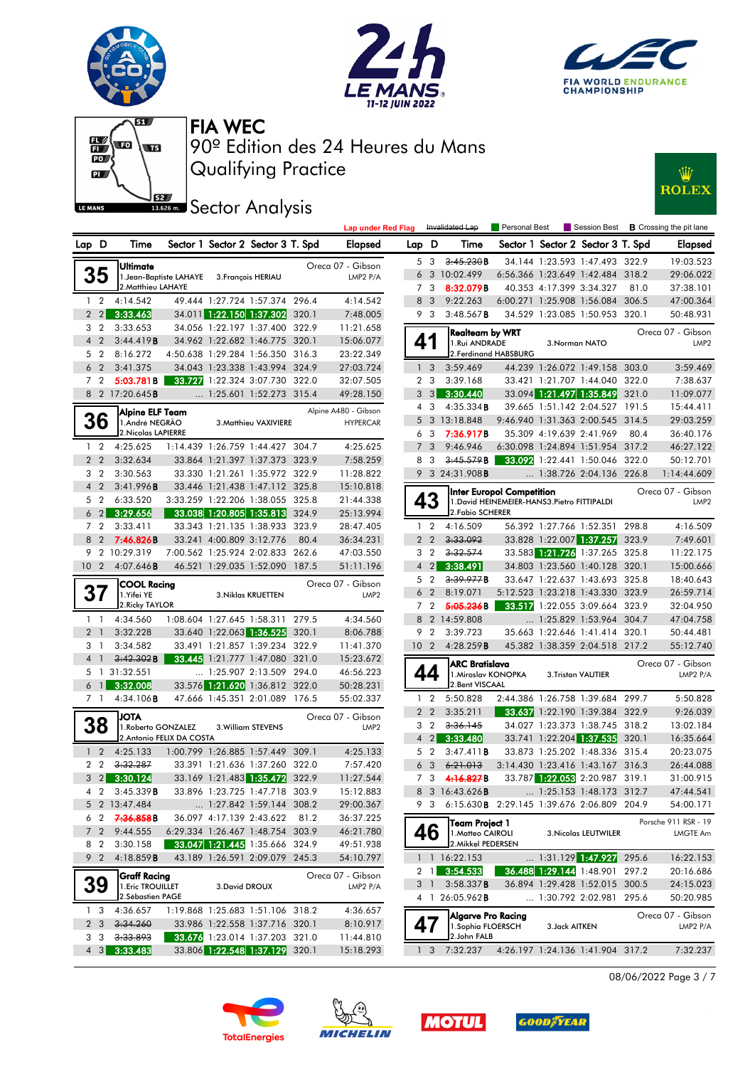# FIA WEC

## 90º Edition des 24 Heures du Mans

## Qualifying Practice

## Sector Analysis

Lap under Red Flag | Invalidated Lap | Personal Best | Session Best | B Crossing the pit lane

### 35 Ultimate — Oreca 07 - Gibson — LMP2 P/A
1.Jean-Baptiste LAHAYE, 2.Matthieu LAHAYE, 3.François HERIAU

| Lap | D | Time | Sector 1 | Sector 2 | Sector 3 | T. Spd | Elapsed |
|---|---|---|---|---|---|---|---|
| 1 | 2 | 4:14.542 | 49.444 | 1:27.724 | 1:57.374 | 296.4 | 4:14.542 |
| 2 | 2 | 3:33.463 | 34.011 | 1:22.150 | 1:37.302 | 320.1 | 7:48.005 |
| 3 | 2 | 3:33.653 | 34.056 | 1:22.197 | 1:37.400 | 322.9 | 11:21.658 |
| 4 | 2 | 3:44.419B | 34.962 | 1:22.682 | 1:46.775 | 320.1 | 15:06.077 |
| 5 | 2 | 8:16.272 | 4:50.638 | 1:29.284 | 1:56.350 | 316.3 | 23:22.349 |
| 6 | 2 | 3:41.375 | 34.043 | 1:23.338 | 1:43.994 | 324.9 | 27:03.724 |
| 7 | 2 | 5:03.781B | 33.727 | 1:22.324 | 3:07.730 | 322.0 | 32:07.505 |
| 8 | 2 | 17:20.645B | ... | 1:25.601 | 1:52.273 | 315.4 | 49:28.150 |

### 36 Alpine ELF Team — Alpine A480 - Gibson — HYPERCAR
1.André NEGRÃO, 2.Nicolas LAPIERRE, 3.Matthieu VAXIVIERE

| Lap | D | Time | Sector 1 | Sector 2 | Sector 3 | T. Spd | Elapsed |
|---|---|---|---|---|---|---|---|
| 1 | 2 | 4:25.625 | 1:14.439 | 1:26.759 | 1:44.427 | 304.7 | 4:25.625 |
| 2 | 2 | 3:32.634 | 33.864 | 1:21.397 | 1:37.373 | 323.9 | 7:58.259 |
| 3 | 2 | 3:30.563 | 33.330 | 1:21.261 | 1:35.972 | 322.9 | 11:28.822 |
| 4 | 2 | 3:41.996B | 33.446 | 1:21.438 | 1:47.112 | 325.8 | 15:10.818 |
| 5 | 2 | 6:33.520 | 3:33.259 | 1:22.206 | 1:38.055 | 325.8 | 21:44.338 |
| 6 | 2 | 3:29.656 | 33.038 | 1:20.805 | 1:35.813 | 324.9 | 25:13.994 |
| 7 | 2 | 3:33.411 | 33.343 | 1:21.135 | 1:38.933 | 323.9 | 28:47.405 |
| 8 | 2 | 7:46.826B | 33.241 | 4:00.809 | 3:12.776 | 80.4 | 36:34.231 |
| 9 | 2 | 10:29.319 | 7:00.562 | 1:25.924 | 2:02.833 | 262.6 | 47:03.550 |
| 10 | 2 | 4:07.646B | 46.521 | 1:29.035 | 1:52.090 | 187.5 | 51:11.196 |

### 37 COOL Racing — Oreca 07 - Gibson — LMP2
1.Yifei YE, 2.Ricky TAYLOR, 3.Niklas KRUETTEN

| Lap | D | Time | Sector 1 | Sector 2 | Sector 3 | T. Spd | Elapsed |
|---|---|---|---|---|---|---|---|
| 1 | 1 | 4:34.560 | 1:08.604 | 1:27.645 | 1:58.311 | 279.5 | 4:34.560 |
| 2 | 1 | 3:32.228 | 33.640 | 1:22.063 | 1:36.525 | 320.1 | 8:06.788 |
| 3 | 1 | 3:34.582 | 33.491 | 1:21.857 | 1:39.234 | 322.9 | 11:41.370 |
| 4 | 1 | ~~3:42.302~~B | 33.445 | 1:21.777 | 1:47.080 | 321.0 | 15:23.672 |
| 5 | 1 | 31:32.551 | ... | 1:25.907 | 2:13.509 | 294.0 | 46:56.223 |
| 6 | 1 | 3:32.008 | 33.576 | 1:21.620 | 1:36.812 | 322.0 | 50:28.231 |
| 7 | 1 | 4:34.106B | 47.666 | 1:45.351 | 2:01.089 | 176.5 | 55:02.337 |

### 38 JOTA — Oreca 07 - Gibson — LMP2
1.Roberto GONZALEZ, 2.Antonio FELIX DA COSTA, 3.William STEVENS

| Lap | D | Time | Sector 1 | Sector 2 | Sector 3 | T. Spd | Elapsed |
|---|---|---|---|---|---|---|---|
| 1 | 2 | 4:25.133 | 1:00.799 | 1:26.885 | 1:57.449 | 309.1 | 4:25.133 |
| 2 | 2 | ~~3:32.287~~ | 33.391 | 1:21.636 | 1:37.260 | 322.0 | 7:57.420 |
| 3 | 2 | 3:30.124 | 33.169 | 1:21.483 | 1:35.472 | 322.9 | 11:27.544 |
| 4 | 2 | 3:45.339B | 33.896 | 1:23.725 | 1:47.718 | 303.9 | 15:12.883 |
| 5 | 2 | 13:47.484 | ... | 1:27.842 | 1:59.144 | 308.2 | 29:00.367 |
| 6 | 2 | 7:36.858B | 36.097 | 4:17.139 | 2:43.622 | 81.2 | 36:37.225 |
| 7 | 2 | 9:44.555 | 6:29.334 | 1:26.467 | 1:48.754 | 303.9 | 46:21.780 |
| 8 | 2 | 3:30.158 | 33.047 | 1:21.445 | 1:35.666 | 324.9 | 49:51.938 |
| 9 | 2 | 4:18.859B | 43.189 | 1:26.591 | 2:09.079 | 245.3 | 54:10.797 |

### 39 Graff Racing — Oreca 07 - Gibson — LMP2 P/A
1.Eric TROUILLET, 2.Sébastien PAGE, 3.David DROUX

| Lap | D | Time | Sector 1 | Sector 2 | Sector 3 | T. Spd | Elapsed |
|---|---|---|---|---|---|---|---|
| 1 | 3 | 4:36.657 | 1:19.868 | 1:25.683 | 1:51.106 | 318.2 | 4:36.657 |
| 2 | 3 | ~~3:34.260~~ | 33.986 | 1:22.558 | 1:37.716 | 320.1 | 8:10.917 |
| 3 | 3 | ~~3:33.893~~ | 33.676 | 1:23.014 | 1:37.203 | 321.0 | 11:44.810 |
| 4 | 3 | 3:33.483 | 33.806 | 1:22.548 | 1:37.129 | 320.1 | 15:18.293 |
| 5 | 3 | ~~3:45.230~~B | 34.144 | 1:23.593 | 1:47.493 | 322.9 | 19:03.523 |
| 6 | 3 | 10:02.499 | 6:56.366 | 1:23.649 | 1:42.484 | 318.2 | 29:06.022 |
| 7 | 3 | 8:32.079B | 40.353 | 4:17.399 | 3:34.327 | 81.0 | 37:38.101 |
| 8 | 3 | 9:22.263 | 6:00.271 | 1:25.908 | 1:56.084 | 306.5 | 47:00.364 |
| 9 | 3 | 3:48.567B | 34.529 | 1:23.085 | 1:50.953 | 320.1 | 50:48.931 |

### 41 Realteam by WRT — Oreca 07 - Gibson — LMP2
1.Rui ANDRADE, 2.Ferdinand HABSBURG, 3.Norman NATO

| Lap | D | Time | Sector 1 | Sector 2 | Sector 3 | T. Spd | Elapsed |
|---|---|---|---|---|---|---|---|
| 1 | 3 | 3:59.469 | 44.239 | 1:26.072 | 1:49.158 | 303.0 | 3:59.469 |
| 2 | 3 | 3:39.168 | 33.421 | 1:21.707 | 1:44.040 | 322.0 | 7:38.637 |
| 3 | 3 | 3:30.440 | 33.094 | 1:21.497 | 1:35.849 | 321.0 | 11:09.077 |
| 4 | 3 | 4:35.334B | 39.665 | 1:51.142 | 2:04.527 | 191.5 | 15:44.411 |
| 5 | 3 | 13:18.848 | 9:46.940 | 1:31.363 | 2:00.545 | 314.5 | 29:03.259 |
| 6 | 3 | 7:36.917B | 35.309 | 4:19.639 | 2:41.969 | 80.4 | 36:40.176 |
| 7 | 3 | 9:46.946 | 6:30.098 | 1:24.894 | 1:51.954 | 317.2 | 46:27.122 |
| 8 | 3 | ~~3:45.579~~B | 33.092 | 1:22.441 | 1:50.046 | 322.0 | 50:12.701 |
| 9 | 3 | 24:31.908B | ... | 1:38.726 | 2:04.136 | 226.8 | 1:14:44.609 |

### 43 Inter Europol Competition — Oreca 07 - Gibson — LMP2
1.David HEINEMEIER-HANSSON, 2.Fabio SCHERER, 3.Pietro FITTIPALDI

| Lap | D | Time | Sector 1 | Sector 2 | Sector 3 | T. Spd | Elapsed |
|---|---|---|---|---|---|---|---|
| 1 | 2 | 4:16.509 | 56.392 | 1:27.766 | 1:52.351 | 298.8 | 4:16.509 |
| 2 | 2 | ~~3:33.092~~ | 33.828 | 1:22.007 | 1:37.257 | 323.9 | 7:49.601 |
| 3 | 2 | ~~3:32.574~~ | 33.583 | 1:21.726 | 1:37.265 | 325.8 | 11:22.175 |
| 4 | 2 | 3:38.491 | 34.803 | 1:23.560 | 1:40.128 | 320.1 | 15:00.666 |
| 5 | 2 | ~~3:39.977~~B | 33.647 | 1:22.637 | 1:43.693 | 325.8 | 18:40.643 |
| 6 | 2 | 8:19.071 | 5:12.523 | 1:23.218 | 1:43.330 | 323.9 | 26:59.714 |
| 7 | 2 | 5:05.236B | 33.517 | 1:22.055 | 3:09.664 | 323.9 | 32:04.950 |
| 8 | 2 | 14:59.808 | ... | 1:25.829 | 1:53.964 | 304.7 | 47:04.758 |
| 9 | 2 | 3:39.723 | 35.663 | 1:22.646 | 1:41.414 | 320.1 | 50:44.481 |
| 10 | 2 | 4:28.259B | 45.382 | 1:38.359 | 2:04.518 | 217.2 | 55:12.740 |

### 44 ARC Bratislava — Oreca 07 - Gibson — LMP2 P/A
1.Miroslav KONOPKA, 2.Bent VISCAAL, 3.Tristan VAUTIER

| Lap | D | Time | Sector 1 | Sector 2 | Sector 3 | T. Spd | Elapsed |
|---|---|---|---|---|---|---|---|
| 1 | 2 | 5:50.828 | 2:44.386 | 1:26.758 | 1:39.684 | 299.7 | 5:50.828 |
| 2 | 2 | 3:35.211 | 33.637 | 1:22.190 | 1:39.384 | 322.9 | 9:26.039 |
| 3 | 2 | ~~3:36.145~~ | 34.027 | 1:23.373 | 1:38.745 | 318.2 | 13:02.184 |
| 4 | 2 | 3:33.480 | 33.741 | 1:22.204 | 1:37.535 | 320.1 | 16:35.664 |
| 5 | 2 | 3:47.411B | 33.873 | 1:25.202 | 1:48.336 | 315.4 | 20:23.075 |
| 6 | 3 | ~~6:21.013~~ | 3:14.430 | 1:23.416 | 1:43.167 | 316.3 | 26:44.088 |
| 7 | 3 | 4:16.827B | 33.787 | 1:22.053 | 2:20.987 | 319.1 | 31:00.915 |
| 8 | 3 | 16:43.626B | ... | 1:25.153 | 1:48.173 | 312.7 | 47:44.541 |
| 9 | 3 | 6:15.630B | 2:29.145 | 1:39.676 | 2:06.809 | 204.9 | 54:00.171 |

### 46 Team Project 1 — Porsche 911 RSR - 19 — LMGTE Am
1.Matteo CAIROLI, 2.Mikkel PEDERSEN, 3.Nicolas LEUTWILER

| Lap | D | Time | Sector 1 | Sector 2 | Sector 3 | T. Spd | Elapsed |
|---|---|---|---|---|---|---|---|
| 1 | 1 | 16:22.153 | ... | 1:31.129 | 1:47.927 | 295.6 | 16:22.153 |
| 2 | 1 | 3:54.533 | 36.488 | 1:29.144 | 1:48.901 | 297.2 | 20:16.686 |
| 3 | 1 | 3:58.337B | 36.894 | 1:29.428 | 1:52.015 | 300.5 | 24:15.023 |
| 4 | 1 | 26:05.962B | ... | 1:30.792 | 2:02.981 | 295.6 | 50:20.985 |

### 47 Algarve Pro Racing — Oreca 07 - Gibson — LMP2 P/A
1.Sophia FLOERSCH, 2.John FALB, 3.Jack AITKEN

| Lap | D | Time | Sector 1 | Sector 2 | Sector 3 | T. Spd | Elapsed |
|---|---|---|---|---|---|---|---|
| 1 | 3 | 7:32.237 | 4:26.197 | 1:24.136 | 1:41.904 | 317.2 | 7:32.237 |

08/06/2022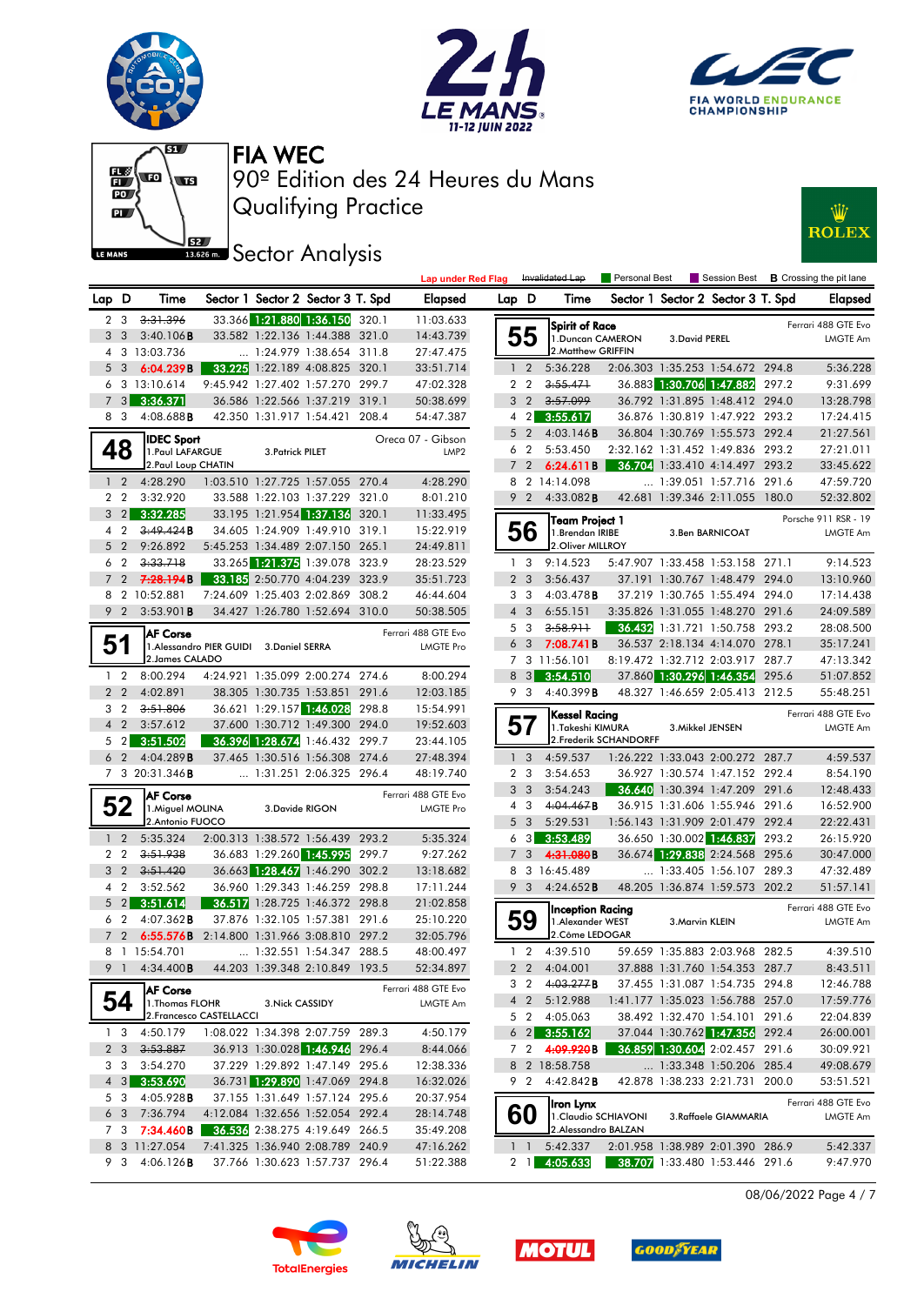# FIA WEC

90º Edition des 24 Heures du Mans

Qualifying Practice

## Sector Analysis

Lap under Red Flag | Invalidated Lap | Personal Best | Session Best | **B** Crossing the pit lane

| Lap | D | Time | Sector 1 | Sector 2 | Sector 3 | T. Spd | Elapsed |
|---|---|---|---|---|---|---|---|
| 2 | 3 | ~~3:31.396~~ | 33.366 | 1:21.880 | 1:36.150 | 320.1 | 11:03.633 |
| 3 | 3 | 3:40.106**B** | 33.582 | 1:22.136 | 1:44.388 | 321.0 | 14:43.739 |
| 4 | 3 | 13:03.736 | ... | 1:24.979 | 1:38.654 | 311.8 | 27:47.475 |
| 5 | 3 | 6:04.239**B** | 33.225 | 1:22.189 | 4:08.825 | 320.1 | 33:51.714 |
| 6 | 3 | 13:10.614 | 9:45.942 | 1:27.402 | 1:57.270 | 299.7 | 47:02.328 |
| 7 | 3 | 3:36.371 | 36.586 | 1:22.566 | 1:37.219 | 319.1 | 50:38.699 |
| 8 | 3 | 4:08.688**B** | 42.350 | 1:31.917 | 1:54.421 | 208.4 | 54:47.387 |

### 48 IDEC Sport — Oreca 07 - Gibson — LMP2
1.Paul LAFARGUE 2.Paul Loup CHATIN 3.Patrick PILET

| Lap | D | Time | Sector 1 | Sector 2 | Sector 3 | T. Spd | Elapsed |
|---|---|---|---|---|---|---|---|
| 1 | 2 | 4:28.290 | 1:03.510 | 1:27.725 | 1:57.055 | 270.4 | 4:28.290 |
| 2 | 2 | 3:32.920 | 33.588 | 1:22.103 | 1:37.229 | 321.0 | 8:01.210 |
| 3 | 2 | 3:32.285 | 33.195 | 1:21.954 | 1:37.136 | 320.1 | 11:33.495 |
| 4 | 2 | ~~3:49.424~~**B** | 34.605 | 1:24.909 | 1:49.910 | 319.1 | 15:22.919 |
| 5 | 2 | 9:26.892 | 5:45.253 | 1:34.489 | 2:07.150 | 265.1 | 24:49.811 |
| 6 | 2 | ~~3:33.718~~ | 33.265 | 1:21.375 | 1:39.078 | 323.9 | 28:23.529 |
| 7 | 2 | ~~7:28.194~~**B** | 33.185 | 2:50.770 | 4:04.239 | 323.9 | 35:51.723 |
| 8 | 2 | 10:52.881 | 7:24.609 | 1:25.403 | 2:02.869 | 308.2 | 46:44.604 |
| 9 | 2 | 3:53.901**B** | 34.427 | 1:26.780 | 1:52.694 | 310.0 | 50:38.505 |

### 51 AF Corse — Ferrari 488 GTE Evo — LMGTE Pro
1.Alessandro PIER GUIDI 2.James CALADO 3.Daniel SERRA

| Lap | D | Time | Sector 1 | Sector 2 | Sector 3 | T. Spd | Elapsed |
|---|---|---|---|---|---|---|---|
| 1 | 2 | 8:00.294 | 4:24.921 | 1:35.099 | 2:00.274 | 274.6 | 8:00.294 |
| 2 | 2 | 4:02.891 | 38.305 | 1:30.735 | 1:53.851 | 291.6 | 12:03.185 |
| 3 | 2 | ~~3:51.806~~ | 36.621 | 1:29.157 | 1:46.028 | 298.8 | 15:54.991 |
| 4 | 2 | 3:57.612 | 37.600 | 1:30.712 | 1:49.300 | 294.0 | 19:52.603 |
| 5 | 2 | 3:51.502 | 36.396 | 1:28.674 | 1:46.432 | 299.7 | 23:44.105 |
| 6 | 2 | 4:04.289**B** | 37.465 | 1:30.516 | 1:56.308 | 274.6 | 27:48.394 |
| 7 | 3 | 20:31.346**B** | ... | 1:31.251 | 2:06.325 | 296.4 | 48:19.740 |

### 52 AF Corse — Ferrari 488 GTE Evo — LMGTE Pro
1.Miguel MOLINA 2.Antonio FUOCO 3.Davide RIGON

| Lap | D | Time | Sector 1 | Sector 2 | Sector 3 | T. Spd | Elapsed |
|---|---|---|---|---|---|---|---|
| 1 | 2 | 5:35.324 | 2:00.313 | 1:38.572 | 1:56.439 | 293.2 | 5:35.324 |
| 2 | 2 | ~~3:51.938~~ | 36.683 | 1:29.260 | 1:45.995 | 299.7 | 9:27.262 |
| 3 | 2 | ~~3:51.420~~ | 36.663 | 1:28.467 | 1:46.290 | 302.2 | 13:18.682 |
| 4 | 2 | 3:52.562 | 36.960 | 1:29.343 | 1:46.259 | 298.8 | 17:11.244 |
| 5 | 2 | 3:51.614 | 36.517 | 1:28.725 | 1:46.372 | 298.8 | 21:02.858 |
| 6 | 2 | 4:07.362**B** | 37.876 | 1:32.105 | 1:57.381 | 291.6 | 25:10.220 |
| 7 | 2 | 6:55.576**B** | 2:14.800 | 1:31.966 | 3:08.810 | 297.2 | 32:05.796 |
| 8 | 1 | 15:54.701 | ... | 1:32.551 | 1:54.347 | 288.5 | 48:00.497 |
| 9 | 1 | 4:34.400**B** | 44.203 | 1:39.348 | 2:10.849 | 193.5 | 52:34.897 |

### 54 AF Corse — Ferrari 488 GTE Evo — LMGTE Am
1.Thomas FLOHR 2.Francesco CASTELLACCI 3.Nick CASSIDY

| Lap | D | Time | Sector 1 | Sector 2 | Sector 3 | T. Spd | Elapsed |
|---|---|---|---|---|---|---|---|
| 1 | 3 | 4:50.179 | 1:08.022 | 1:34.398 | 2:07.759 | 289.3 | 4:50.179 |
| 2 | 3 | ~~3:53.887~~ | 36.913 | 1:30.028 | 1:46.946 | 296.4 | 8:44.066 |
| 3 | 3 | 3:54.270 | 37.229 | 1:29.892 | 1:47.149 | 295.6 | 12:38.336 |
| 4 | 3 | 3:53.690 | 36.731 | 1:29.890 | 1:47.069 | 294.8 | 16:32.026 |
| 5 | 3 | 4:05.928**B** | 37.155 | 1:31.649 | 1:57.124 | 295.6 | 20:37.954 |
| 6 | 3 | 7:36.794 | 4:12.084 | 1:32.656 | 1:52.054 | 292.4 | 28:14.748 |
| 7 | 3 | 7:34.460**B** | 36.536 | 2:38.275 | 4:19.649 | 266.5 | 35:49.208 |
| 8 | 3 | 11:27.054 | 7:41.325 | 1:36.940 | 2:08.789 | 240.9 | 47:16.262 |
| 9 | 3 | 4:06.126**B** | 37.766 | 1:30.623 | 1:57.737 | 296.4 | 51:22.388 |

### 55 Spirit of Race — Ferrari 488 GTE Evo — LMGTE Am
1.Duncan CAMERON 2.Matthew GRIFFIN 3.David PEREL

| Lap | D | Time | Sector 1 | Sector 2 | Sector 3 | T. Spd | Elapsed |
|---|---|---|---|---|---|---|---|
| 1 | 2 | 5:36.228 | 2:06.303 | 1:35.253 | 1:54.672 | 294.8 | 5:36.228 |
| 2 | 2 | ~~3:55.471~~ | 36.883 | 1:30.706 | 1:47.882 | 297.2 | 9:31.699 |
| 3 | 2 | ~~3:57.099~~ | 36.792 | 1:31.895 | 1:48.412 | 294.0 | 13:28.798 |
| 4 | 2 | 3:55.617 | 36.876 | 1:30.819 | 1:47.922 | 293.2 | 17:24.415 |
| 5 | 2 | 4:03.146**B** | 36.804 | 1:30.769 | 1:55.573 | 292.4 | 21:27.561 |
| 6 | 2 | 5:53.450 | 2:32.162 | 1:31.452 | 1:49.836 | 293.2 | 27:21.011 |
| 7 | 2 | 6:24.611**B** | 36.704 | 1:33.410 | 4:14.497 | 293.2 | 33:45.622 |
| 8 | 2 | 14:14.098 | ... | 1:39.051 | 1:57.716 | 291.6 | 47:59.720 |
| 9 | 2 | 4:33.082**B** | 42.681 | 1:39.346 | 2:11.055 | 180.0 | 52:32.802 |

### 56 Team Project 1 — Porsche 911 RSR - 19 — LMGTE Am
1.Brendan IRIBE 2.Oliver MILLROY 3.Ben BARNICOAT

| Lap | D | Time | Sector 1 | Sector 2 | Sector 3 | T. Spd | Elapsed |
|---|---|---|---|---|---|---|---|
| 1 | 3 | 9:14.523 | 5:47.907 | 1:33.458 | 1:53.158 | 271.1 | 9:14.523 |
| 2 | 3 | 3:56.437 | 37.191 | 1:30.767 | 1:48.479 | 294.0 | 13:10.960 |
| 3 | 3 | 4:03.478**B** | 37.219 | 1:30.765 | 1:55.494 | 294.0 | 17:14.438 |
| 4 | 3 | 6:55.151 | 3:35.826 | 1:31.055 | 1:48.270 | 291.6 | 24:09.589 |
| 5 | 3 | ~~3:58.911~~ | 36.432 | 1:31.721 | 1:50.758 | 293.2 | 28:08.500 |
| 6 | 3 | 7:08.741**B** | 36.537 | 2:18.134 | 4:14.070 | 278.1 | 35:17.241 |
| 7 | 3 | 11:56.101 | 8:19.472 | 1:32.712 | 2:03.917 | 287.7 | 47:13.342 |
| 8 | 3 | 3:54.510 | 37.860 | 1:30.296 | 1:46.354 | 295.6 | 51:07.852 |
| 9 | 3 | 4:40.399**B** | 48.327 | 1:46.659 | 2:05.413 | 212.5 | 55:48.251 |

### 57 Kessel Racing — Ferrari 488 GTE Evo — LMGTE Am
1.Takeshi KIMURA 2.Frederik SCHANDORFF 3.Mikkel JENSEN

| Lap | D | Time | Sector 1 | Sector 2 | Sector 3 | T. Spd | Elapsed |
|---|---|---|---|---|---|---|---|
| 1 | 3 | 4:59.537 | 1:26.222 | 1:33.043 | 2:00.272 | 287.7 | 4:59.537 |
| 2 | 3 | 3:54.653 | 36.927 | 1:30.574 | 1:47.152 | 292.4 | 8:54.190 |
| 3 | 3 | 3:54.243 | 36.640 | 1:30.394 | 1:47.209 | 291.6 | 12:48.433 |
| 4 | 3 | ~~4:04.467~~**B** | 36.915 | 1:31.606 | 1:55.946 | 291.6 | 16:52.900 |
| 5 | 3 | 5:29.531 | 1:56.143 | 1:31.909 | 2:01.479 | 292.4 | 22:22.431 |
| 6 | 3 | 3:53.489 | 36.650 | 1:30.002 | 1:46.837 | 293.2 | 26:15.920 |
| 7 | 3 | ~~4:31.080~~**B** | 36.674 | 1:29.838 | 2:24.568 | 295.6 | 30:47.000 |
| 8 | 3 | 16:45.489 | ... | 1:33.405 | 1:56.107 | 289.3 | 47:32.489 |
| 9 | 3 | 4:24.652**B** | 48.205 | 1:36.874 | 1:59.573 | 202.2 | 51:57.141 |

### 59 Inception Racing — Ferrari 488 GTE Evo — LMGTE Am
1.Alexander WEST 2.Côme LEDOGAR 3.Marvin KLEIN

| Lap | D | Time | Sector 1 | Sector 2 | Sector 3 | T. Spd | Elapsed |
|---|---|---|---|---|---|---|---|
| 1 | 2 | 4:39.510 | 59.659 | 1:35.883 | 2:03.968 | 282.5 | 4:39.510 |
| 2 | 2 | 4:04.001 | 37.888 | 1:31.760 | 1:54.353 | 287.7 | 8:43.511 |
| 3 | 2 | ~~4:03.277~~**B** | 37.455 | 1:31.087 | 1:54.735 | 294.8 | 12:46.788 |
| 4 | 2 | 5:12.988 | 1:41.177 | 1:35.023 | 1:56.788 | 257.0 | 17:59.776 |
| 5 | 2 | 4:05.063 | 38.492 | 1:32.470 | 1:54.101 | 291.6 | 22:04.839 |
| 6 | 2 | 3:55.162 | 37.044 | 1:30.762 | 1:47.356 | 292.4 | 26:00.001 |
| 7 | 2 | ~~4:09.920~~**B** | 36.859 | 1:30.604 | 2:02.457 | 291.6 | 30:09.921 |
| 8 | 2 | 18:58.758 | ... | 1:33.348 | 1:50.206 | 285.4 | 49:08.679 |
| 9 | 2 | 4:42.842**B** | 42.878 | 1:38.233 | 2:21.731 | 200.0 | 53:51.521 |

### 60 Iron Lynx — Ferrari 488 GTE Evo — LMGTE Am
1.Claudio SCHIAVONI 2.Alessandro BALZAN 3.Raffaele GIAMMARIA

| Lap | D | Time | Sector 1 | Sector 2 | Sector 3 | T. Spd | Elapsed |
|---|---|---|---|---|---|---|---|
| 1 | 1 | 5:42.337 | 2:01.958 | 1:38.989 | 2:01.390 | 286.9 | 5:42.337 |
| 2 | 1 | 4:05.633 | 38.707 | 1:33.480 | 1:53.446 | 291.6 | 9:47.970 |

08/06/2022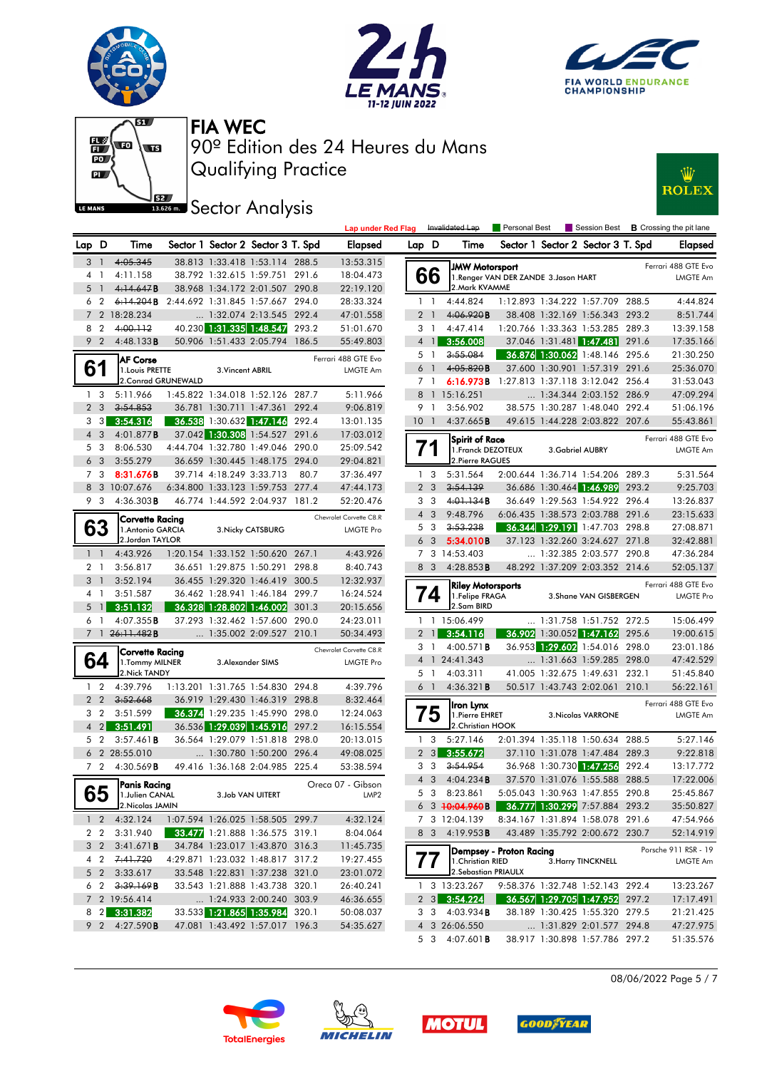# FIA WEC

## 90º Edition des 24 Heures du Mans

## Qualifying Practice

## Sector Analysis

Lap under Red Flag | Invalidated Lap | Personal Best | Session Best | B Crossing the pit lane

| Lap | D | Time | Sector 1 | Sector 2 | Sector 3 | T. Spd | Elapsed |
|---|---|---|---|---|---|---|---|
| 3 | 1 | ~~4:05.345~~ | 38.813 | 1:33.418 | 1:53.114 | 288.5 | 13:53.315 |
| 4 | 1 | 4:11.158 | 38.792 | 1:32.615 | 1:59.751 | 291.6 | 18:04.473 |
| 5 | 1 | ~~4:14.647~~B | 38.968 | 1:34.172 | 2:01.507 | 290.8 | 22:19.120 |
| 6 | 2 | ~~6:14.204~~B | 2:44.692 | 1:31.845 | 1:57.667 | 294.0 | 28:33.324 |
| 7 | 2 | 18:28.234 | ... | 1:32.074 | 2:13.545 | 292.4 | 47:01.558 |
| 8 | 2 | ~~4:00.112~~ | 40.230 | 1:31.335 | 1:48.547 | 293.2 | 51:01.670 |
| 9 | 2 | 4:48.133B | 50.906 | 1:51.433 | 2:05.794 | 186.5 | 55:49.803 |

**61** AF Corse — Ferrari 488 GTE Evo — LMGTE Am
1.Louis PRETTE 2.Conrad GRUNEWALD 3.Vincent ABRIL

| Lap | D | Time | Sector 1 | Sector 2 | Sector 3 | T. Spd | Elapsed |
|---|---|---|---|---|---|---|---|
| 1 | 3 | 5:11.966 | 1:45.822 | 1:34.018 | 1:52.126 | 287.7 | 5:11.966 |
| 2 | 3 | ~~3:54.853~~ | 36.781 | 1:30.711 | 1:47.361 | 292.4 | 9:06.819 |
| 3 | 3 | 3:54.316 | 36.538 | 1:30.632 | 1:47.146 | 292.4 | 13:01.135 |
| 4 | 3 | 4:01.877B | 37.042 | 1:30.308 | 1:54.527 | 291.6 | 17:03.012 |
| 5 | 3 | 8:06.530 | 4:44.704 | 1:32.780 | 1:49.046 | 290.0 | 25:09.542 |
| 6 | 3 | 3:55.279 | 36.659 | 1:30.445 | 1:48.175 | 294.0 | 29:04.821 |
| 7 | 3 | 8:31.676B | 39.714 | 4:18.249 | 3:33.713 | 80.7 | 37:36.497 |
| 8 | 3 | 10:07.676 | 6:34.800 | 1:33.123 | 1:59.753 | 277.4 | 47:44.173 |
| 9 | 3 | 4:36.303B | 46.774 | 1:44.592 | 2:04.937 | 181.2 | 52:20.476 |

**63** Corvette Racing — Chevrolet Corvette C8.R — LMGTE Pro
1.Antonio GARCIA 2.Jordan TAYLOR 3.Nicky CATSBURG

| Lap | D | Time | Sector 1 | Sector 2 | Sector 3 | T. Spd | Elapsed |
|---|---|---|---|---|---|---|---|
| 1 | 1 | 4:43.926 | 1:20.154 | 1:33.152 | 1:50.620 | 267.1 | 4:43.926 |
| 2 | 1 | 3:56.817 | 36.651 | 1:29.875 | 1:50.291 | 298.8 | 8:40.743 |
| 3 | 1 | 3:52.194 | 36.455 | 1:29.320 | 1:46.419 | 300.5 | 12:32.937 |
| 4 | 1 | 3:51.587 | 36.462 | 1:28.941 | 1:46.184 | 299.7 | 16:24.524 |
| 5 | 1 | 3:51.132 | 36.328 | 1:28.802 | 1:46.002 | 301.3 | 20:15.656 |
| 6 | 1 | 4:07.355B | 37.293 | 1:32.462 | 1:57.600 | 290.0 | 24:23.011 |
| 7 | 1 | ~~26:11.482~~B | ... | 1:35.002 | 2:09.527 | 210.1 | 50:34.493 |

**64** Corvette Racing — Chevrolet Corvette C8.R — LMGTE Pro
1.Tommy MILNER 2.Nick TANDY 3.Alexander SIMS

| Lap | D | Time | Sector 1 | Sector 2 | Sector 3 | T. Spd | Elapsed |
|---|---|---|---|---|---|---|---|
| 1 | 2 | 4:39.796 | 1:13.201 | 1:31.765 | 1:54.830 | 294.8 | 4:39.796 |
| 2 | 2 | ~~3:52.668~~ | 36.919 | 1:29.430 | 1:46.319 | 298.8 | 8:32.464 |
| 3 | 2 | 3:51.599 | 36.374 | 1:29.235 | 1:45.990 | 298.0 | 12:24.063 |
| 4 | 2 | 3:51.491 | 36.536 | 1:29.039 | 1:45.916 | 297.2 | 16:15.554 |
| 5 | 2 | 3:57.461B | 36.564 | 1:29.079 | 1:51.818 | 298.0 | 20:13.015 |
| 6 | 2 | 28:55.010 | ... | 1:30.780 | 1:50.200 | 296.4 | 49:08.025 |
| 7 | 2 | 4:30.569B | 49.416 | 1:36.168 | 2:04.985 | 225.4 | 53:38.594 |

**65** Panis Racing — Oreca 07 - Gibson — LMP2
1.Julien CANAL 2.Nicolas JAMIN 3.Job VAN UITERT

| Lap | D | Time | Sector 1 | Sector 2 | Sector 3 | T. Spd | Elapsed |
|---|---|---|---|---|---|---|---|
| 1 | 2 | 4:32.124 | 1:07.594 | 1:26.025 | 1:58.505 | 299.7 | 4:32.124 |
| 2 | 2 | 3:31.940 | 33.477 | 1:21.888 | 1:36.575 | 319.1 | 8:04.064 |
| 3 | 2 | 3:41.671B | 34.784 | 1:23.017 | 1:43.870 | 316.3 | 11:45.735 |
| 4 | 2 | ~~7:41.720~~ | 4:29.871 | 1:23.032 | 1:48.817 | 317.2 | 19:27.455 |
| 5 | 2 | 3:33.617 | 33.548 | 1:22.831 | 1:37.238 | 321.0 | 23:01.072 |
| 6 | 2 | ~~3:39.169~~B | 33.543 | 1:21.888 | 1:43.738 | 320.1 | 26:40.241 |
| 7 | 2 | 19:56.414 | ... | 1:24.933 | 2:00.240 | 303.9 | 46:36.655 |
| 8 | 2 | 3:31.382 | 33.533 | 1:21.865 | 1:35.984 | 320.1 | 50:08.037 |
| 9 | 2 | 4:27.590B | 47.081 | 1:43.492 | 1:57.017 | 196.3 | 54:35.627 |

**66** JMW Motorsport — Ferrari 488 GTE Evo — LMGTE Am
1.Renger VAN DER ZANDE 2.Mark KVAMME 3.Jason HART

| Lap | D | Time | Sector 1 | Sector 2 | Sector 3 | T. Spd | Elapsed |
|---|---|---|---|---|---|---|---|
| 1 | 1 | 4:44.824 | 1:12.893 | 1:34.222 | 1:57.709 | 288.5 | 4:44.824 |
| 2 | 1 | ~~4:06.920~~B | 38.408 | 1:32.169 | 1:56.343 | 293.2 | 8:51.744 |
| 3 | 1 | 4:47.414 | 1:20.766 | 1:33.363 | 1:53.285 | 289.3 | 13:39.158 |
| 4 | 1 | 3:56.008 | 37.046 | 1:31.481 | 1:47.481 | 291.6 | 17:35.166 |
| 5 | 1 | ~~3:55.084~~ | 36.876 | 1:30.062 | 1:48.146 | 295.6 | 21:30.250 |
| 6 | 1 | ~~4:05.820~~B | 37.600 | 1:30.901 | 1:57.319 | 291.6 | 25:36.070 |
| 7 | 1 | 6:16.973B | 1:27.813 | 1:37.118 | 3:12.042 | 256.4 | 31:53.043 |
| 8 | 1 | 15:16.251 | ... | 1:34.344 | 2:03.152 | 286.9 | 47:09.294 |
| 9 | 1 | 3:56.902 | 38.575 | 1:30.287 | 1:48.040 | 292.4 | 51:06.196 |
| 10 | 1 | 4:37.665B | 49.615 | 1:44.228 | 2:03.822 | 207.6 | 55:43.861 |

**71** Spirit of Race — Ferrari 488 GTE Evo — LMGTE Am
1.Franck DEZOTEUX 2.Pierre RAGUES 3.Gabriel AUBRY

| Lap | D | Time | Sector 1 | Sector 2 | Sector 3 | T. Spd | Elapsed |
|---|---|---|---|---|---|---|---|
| 1 | 3 | 5:31.564 | 2:00.644 | 1:36.714 | 1:54.206 | 289.3 | 5:31.564 |
| 2 | 3 | ~~3:54.139~~ | 36.686 | 1:30.464 | 1:46.989 | 293.2 | 9:25.703 |
| 3 | 3 | ~~4:01.134~~B | 36.649 | 1:29.563 | 1:54.922 | 296.4 | 13:26.837 |
| 4 | 3 | 9:48.796 | 6:06.435 | 1:38.573 | 2:03.788 | 291.6 | 23:15.633 |
| 5 | 3 | ~~3:53.238~~ | 36.344 | 1:29.191 | 1:47.703 | 298.8 | 27:08.871 |
| 6 | 3 | 5:34.010B | 37.123 | 1:32.260 | 3:24.627 | 271.8 | 32:42.881 |
| 7 | 3 | 14:53.403 | ... | 1:32.385 | 2:03.577 | 290.8 | 47:36.284 |
| 8 | 3 | 4:28.853B | 48.292 | 1:37.209 | 2:03.352 | 214.6 | 52:05.137 |

**74** Riley Motorsports — Ferrari 488 GTE Evo — LMGTE Pro
1.Felipe FRAGA 2.Sam BIRD 3.Shane VAN GISBERGEN

| Lap | D | Time | Sector 1 | Sector 2 | Sector 3 | T. Spd | Elapsed |
|---|---|---|---|---|---|---|---|
| 1 | 1 | 15:06.499 | ... | 1:31.758 | 1:51.752 | 272.5 | 15:06.499 |
| 2 | 1 | 3:54.116 | 36.902 | 1:30.052 | 1:47.162 | 295.6 | 19:00.615 |
| 3 | 1 | 4:00.571B | 36.953 | 1:29.602 | 1:54.016 | 298.0 | 23:01.186 |
| 4 | 1 | 24:41.343 | ... | 1:31.663 | 1:59.285 | 298.0 | 47:42.529 |
| 5 | 1 | 4:03.311 | 41.005 | 1:32.675 | 1:49.631 | 232.1 | 51:45.840 |
| 6 | 1 | 4:36.321B | 50.517 | 1:43.743 | 2:02.061 | 210.1 | 56:22.161 |

**75** Iron Lynx — Ferrari 488 GTE Evo — LMGTE Am
1.Pierre EHRET 2.Christian HOOK 3.Nicolas VARRONE

| Lap | D | Time | Sector 1 | Sector 2 | Sector 3 | T. Spd | Elapsed |
|---|---|---|---|---|---|---|---|
| 1 | 3 | 5:27.146 | 2:01.394 | 1:35.118 | 1:50.634 | 288.5 | 5:27.146 |
| 2 | 3 | 3:55.672 | 37.110 | 1:31.078 | 1:47.484 | 289.3 | 9:22.818 |
| 3 | 3 | ~~3:54.954~~ | 36.968 | 1:30.730 | 1:47.256 | 292.4 | 13:17.772 |
| 4 | 3 | 4:04.234B | 37.570 | 1:31.076 | 1:55.588 | 288.5 | 17:22.006 |
| 5 | 3 | 8:23.861 | 5:05.043 | 1:30.963 | 1:47.855 | 290.8 | 25:45.867 |
| 6 | 3 | ~~10:04.960~~B | 36.777 | 1:30.299 | 7:57.884 | 293.2 | 35:50.827 |
| 7 | 3 | 12:04.139 | 8:34.167 | 1:31.894 | 1:58.078 | 291.6 | 47:54.966 |
| 8 | 3 | 4:19.953B | 43.489 | 1:35.792 | 2:00.672 | 230.7 | 52:14.919 |

**77** Dempsey - Proton Racing — Porsche 911 RSR - 19 — LMGTE Am
1.Christian RIED 2.Sebastian PRIAULX 3.Harry TINCKNELL

| Lap | D | Time | Sector 1 | Sector 2 | Sector 3 | T. Spd | Elapsed |
|---|---|---|---|---|---|---|---|
| 1 | 3 | 13:23.267 | 9:58.376 | 1:32.748 | 1:52.143 | 292.4 | 13:23.267 |
| 2 | 3 | 3:54.224 | 36.567 | 1:29.705 | 1:47.952 | 297.2 | 17:17.491 |
| 3 | 3 | 4:03.934B | 38.189 | 1:30.425 | 1:55.320 | 279.5 | 21:21.425 |
| 4 | 3 | 26:06.550 | ... | 1:31.829 | 2:01.577 | 294.8 | 47:27.975 |
| 5 | 3 | 4:07.601B | 38.917 | 1:30.898 | 1:57.786 | 297.2 | 51:35.576 |

08/06/2022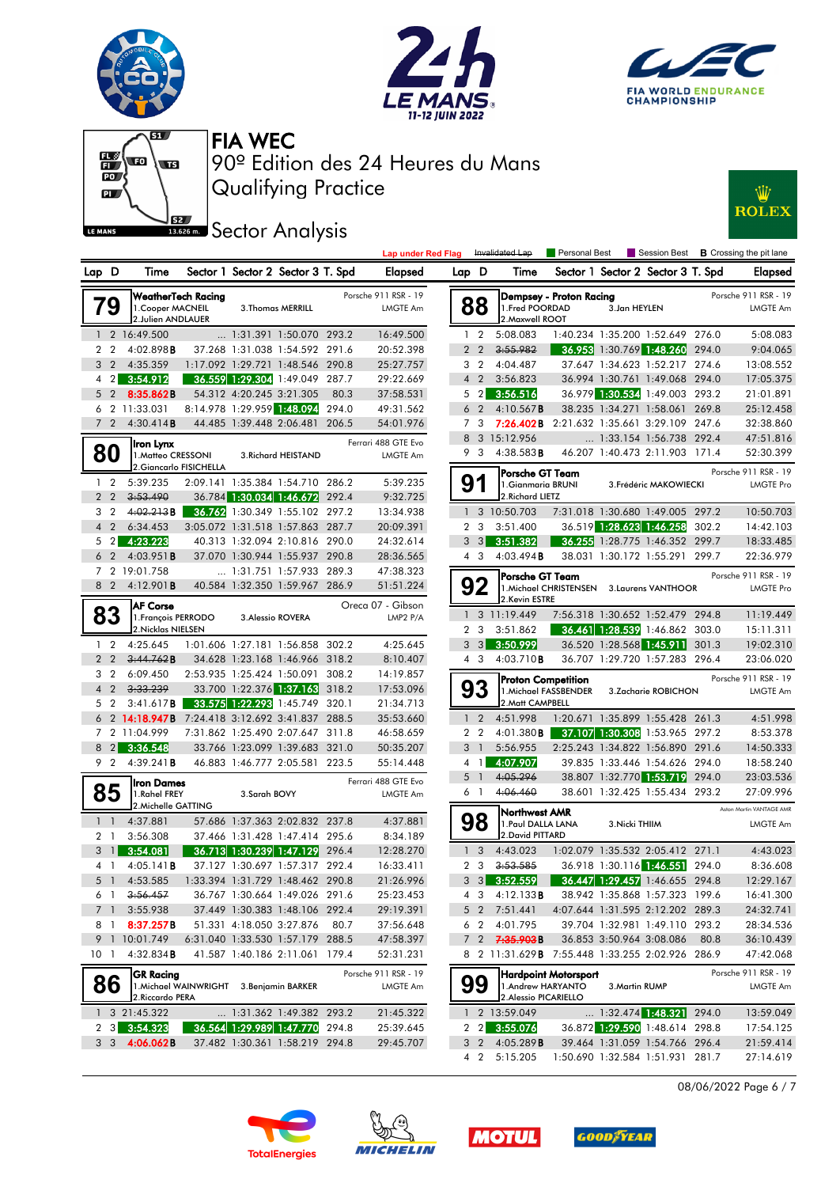# FIA WEC

## 90º Edition des 24 Heures du Mans

## Qualifying Practice

## Sector Analysis

Lap under Red Flag | Invalidated Lap | Personal Best | Session Best | B Crossing the pit lane

### 79 WeatherTech Racing — Porsche 911 RSR - 19 — LMGTE Am
1.Cooper MACNEIL, 2.Julien ANDLAUER, 3.Thomas MERRILL

| Lap | D | Time | Sector 1 | Sector 2 | Sector 3 | T. Spd | Elapsed |
|---|---|---|---|---|---|---|---|
| 1 | 2 | 16:49.500 | ... | 1:31.391 | 1:50.070 | 293.2 | 16:49.500 |
| 2 | 2 | 4:02.898 B | 37.268 | 1:31.038 | 1:54.592 | 291.6 | 20:52.398 |
| 3 | 2 | 4:35.359 | 1:17.092 | 1:29.721 | 1:48.546 | 290.8 | 25:27.757 |
| 4 | 2 | 3:54.912 | 36.559 | 1:29.304 | 1:49.049 | 287.7 | 29:22.669 |
| 5 | 2 | 8:35.862 B | 54.312 | 4:20.245 | 3:21.305 | 80.3 | 37:58.531 |
| 6 | 2 | 11:33.031 | 8:14.978 | 1:29.959 | 1:48.094 | 294.0 | 49:31.562 |
| 7 | 2 | 4:30.414 B | 44.485 | 1:39.448 | 2:06.481 | 206.5 | 54:01.976 |

### 80 Iron Lynx — Ferrari 488 GTE Evo — LMGTE Am
1.Matteo CRESSONI, 2.Giancarlo FISICHELLA, 3.Richard HEISTAND

| Lap | D | Time | Sector 1 | Sector 2 | Sector 3 | T. Spd | Elapsed |
|---|---|---|---|---|---|---|---|
| 1 | 2 | 5:39.235 | 2:09.141 | 1:35.384 | 1:54.710 | 286.2 | 5:39.235 |
| 2 | 2 | ~~3:53.490~~ | 36.784 | 1:30.034 | 1:46.672 | 292.4 | 9:32.725 |
| 3 | 2 | ~~4:02.213~~ B | 36.762 | 1:30.349 | 1:55.102 | 297.2 | 13:34.938 |
| 4 | 2 | 6:34.453 | 3:05.072 | 1:31.518 | 1:57.863 | 287.7 | 20:09.391 |
| 5 | 2 | 4:23.223 | 40.313 | 1:32.094 | 2:10.816 | 290.0 | 24:32.614 |
| 6 | 2 | 4:03.951 B | 37.070 | 1:30.944 | 1:55.937 | 290.8 | 28:36.565 |
| 7 | 2 | 19:01.758 | ... | 1:31.751 | 1:57.933 | 289.3 | 47:38.323 |
| 8 | 2 | 4:12.901 B | 40.584 | 1:32.350 | 1:59.967 | 286.9 | 51:51.224 |

### 83 AF Corse — Oreca 07 - Gibson — LMP2 P/A
1.François PERRODO, 2.Nicklas NIELSEN, 3.Alessio ROVERA

| Lap | D | Time | Sector 1 | Sector 2 | Sector 3 | T. Spd | Elapsed |
|---|---|---|---|---|---|---|---|
| 1 | 2 | 4:25.645 | 1:01.606 | 1:27.181 | 1:56.858 | 302.2 | 4:25.645 |
| 2 | 2 | ~~3:44.762~~ B | 34.628 | 1:23.168 | 1:46.966 | 318.2 | 8:10.407 |
| 3 | 2 | 6:09.450 | 2:53.935 | 1:25.424 | 1:50.091 | 308.2 | 14:19.857 |
| 4 | 2 | ~~3:33.239~~ | 33.700 | 1:22.376 | 1:37.163 | 318.2 | 17:53.096 |
| 5 | 2 | 3:41.617 B | 33.575 | 1:22.293 | 1:45.749 | 320.1 | 21:34.713 |
| 6 | 2 | 14:18.947 B | 7:24.418 | 3:12.692 | 3:41.837 | 288.5 | 35:53.660 |
| 7 | 2 | 11:04.999 | 7:31.862 | 1:25.490 | 2:07.647 | 311.8 | 46:58.659 |
| 8 | 2 | 3:36.548 | 33.766 | 1:23.099 | 1:39.683 | 321.0 | 50:35.207 |
| 9 | 2 | 4:39.241 B | 46.883 | 1:46.777 | 2:05.581 | 223.5 | 55:14.448 |

### 85 Iron Dames — Ferrari 488 GTE Evo — LMGTE Am
1.Rahel FREY, 2.Michelle GATTING, 3.Sarah BOVY

| Lap | D | Time | Sector 1 | Sector 2 | Sector 3 | T. Spd | Elapsed |
|---|---|---|---|---|---|---|---|
| 1 | 1 | 4:37.881 | 57.686 | 1:37.363 | 2:02.832 | 237.8 | 4:37.881 |
| 2 | 1 | 3:56.308 | 37.466 | 1:31.428 | 1:47.414 | 295.6 | 8:34.189 |
| 3 | 1 | 3:54.081 | 36.713 | 1:30.239 | 1:47.129 | 296.4 | 12:28.270 |
| 4 | 1 | 4:05.141 B | 37.127 | 1:30.697 | 1:57.317 | 292.4 | 16:33.411 |
| 5 | 1 | 4:53.585 | 1:33.394 | 1:31.729 | 1:48.462 | 290.8 | 21:26.996 |
| 6 | 1 | ~~3:56.457~~ | 36.767 | 1:30.664 | 1:49.026 | 291.6 | 25:23.453 |
| 7 | 1 | 3:55.938 | 37.449 | 1:30.383 | 1:48.106 | 292.4 | 29:19.391 |
| 8 | 1 | 8:37.257 B | 51.331 | 4:18.050 | 3:27.876 | 80.7 | 37:56.648 |
| 9 | 1 | 10:01.749 | 6:31.040 | 1:33.530 | 1:57.179 | 288.5 | 47:58.397 |
| 10 | 1 | 4:32.834 B | 41.587 | 1:40.186 | 2:11.061 | 179.4 | 52:31.231 |

### 86 GR Racing — Porsche 911 RSR - 19 — LMGTE Am
1.Michael WAINWRIGHT, 2.Riccardo PERA, 3.Benjamin BARKER

| Lap | D | Time | Sector 1 | Sector 2 | Sector 3 | T. Spd | Elapsed |
|---|---|---|---|---|---|---|---|
| 1 | 3 | 21:45.322 | ... | 1:31.362 | 1:49.382 | 293.2 | 21:45.322 |
| 2 | 3 | 3:54.323 | 36.564 | 1:29.989 | 1:47.770 | 294.8 | 25:39.645 |
| 3 | 3 | 4:06.062 B | 37.482 | 1:30.361 | 1:58.219 | 294.8 | 29:45.707 |

### 88 Dempsey - Proton Racing — Porsche 911 RSR - 19 — LMGTE Am
1.Fred POORDAD, 2.Maxwell ROOT, 3.Jan HEYLEN

| Lap | D | Time | Sector 1 | Sector 2 | Sector 3 | T. Spd | Elapsed |
|---|---|---|---|---|---|---|---|
| 1 | 2 | 5:08.083 | 1:40.234 | 1:35.200 | 1:52.649 | 276.0 | 5:08.083 |
| 2 | 2 | ~~3:55.982~~ | 36.953 | 1:30.769 | 1:48.260 | 294.0 | 9:04.065 |
| 3 | 2 | 4:04.487 | 37.647 | 1:34.623 | 1:52.217 | 274.6 | 13:08.552 |
| 4 | 2 | 3:56.823 | 36.994 | 1:30.761 | 1:49.068 | 294.0 | 17:05.375 |
| 5 | 2 | 3:56.516 | 36.979 | 1:30.534 | 1:49.003 | 293.2 | 21:01.891 |
| 6 | 2 | 4:10.567 B | 38.235 | 1:34.271 | 1:58.061 | 269.8 | 25:12.458 |
| 7 | 3 | 7:26.402 B | 2:21.632 | 1:35.661 | 3:29.109 | 247.6 | 32:38.860 |
| 8 | 3 | 15:12.956 | ... | 1:33.154 | 1:56.738 | 292.4 | 47:51.816 |
| 9 | 3 | 4:38.583 B | 46.207 | 1:40.473 | 2:11.903 | 171.4 | 52:30.399 |

### 91 Porsche GT Team — Porsche 911 RSR - 19 — LMGTE Pro
1.Gianmaria BRUNI, 2.Richard LIETZ, 3.Frédéric MAKOWIECKI

| Lap | D | Time | Sector 1 | Sector 2 | Sector 3 | T. Spd | Elapsed |
|---|---|---|---|---|---|---|---|
| 1 | 3 | 10:50.703 | 7:31.018 | 1:30.680 | 1:49.005 | 297.2 | 10:50.703 |
| 2 | 3 | 3:51.400 | 36.519 | 1:28.623 | 1:46.258 | 302.2 | 14:42.103 |
| 3 | 3 | 3:51.382 | 36.255 | 1:28.775 | 1:46.352 | 299.7 | 18:33.485 |
| 4 | 3 | 4:03.494 B | 38.031 | 1:30.172 | 1:55.291 | 299.7 | 22:36.979 |

### 92 Porsche GT Team — Porsche 911 RSR - 19 — LMGTE Pro
1.Michael CHRISTENSEN, 2.Kevin ESTRE, 3.Laurens VANTHOOR

| Lap | D | Time | Sector 1 | Sector 2 | Sector 3 | T. Spd | Elapsed |
|---|---|---|---|---|---|---|---|
| 1 | 3 | 11:19.449 | 7:56.318 | 1:30.652 | 1:52.479 | 294.8 | 11:19.449 |
| 2 | 3 | 3:51.862 | 36.461 | 1:28.539 | 1:46.862 | 303.0 | 15:11.311 |
| 3 | 3 | 3:50.999 | 36.520 | 1:28.568 | 1:45.911 | 301.3 | 19:02.310 |
| 4 | 3 | 4:03.710 B | 36.707 | 1:29.720 | 1:57.283 | 296.4 | 23:06.020 |

### 93 Proton Competition — Porsche 911 RSR - 19 — LMGTE Am
1.Michael FASSBENDER, 2.Matt CAMPBELL, 3.Zacharie ROBICHON

| Lap | D | Time | Sector 1 | Sector 2 | Sector 3 | T. Spd | Elapsed |
|---|---|---|---|---|---|---|---|
| 1 | 2 | 4:51.998 | 1:20.671 | 1:35.899 | 1:55.428 | 261.3 | 4:51.998 |
| 2 | 2 | 4:01.380 B | 37.107 | 1:30.308 | 1:53.965 | 297.2 | 8:53.378 |
| 3 | 1 | 5:56.955 | 2:25.243 | 1:34.822 | 1:56.890 | 291.6 | 14:50.333 |
| 4 | 1 | 4:07.907 | 39.835 | 1:33.446 | 1:54.626 | 294.0 | 18:58.240 |
| 5 | 1 | ~~4:05.296~~ | 38.807 | 1:32.770 | 1:53.719 | 294.0 | 23:03.536 |
| 6 | 1 | ~~4:06.460~~ | 38.601 | 1:32.425 | 1:55.434 | 293.2 | 27:09.996 |

### 98 Northwest AMR — Aston Martin VANTAGE AMR — LMGTE Am
1.Paul DALLA LANA, 2.David PITTARD, 3.Nicki THIIM

| Lap | D | Time | Sector 1 | Sector 2 | Sector 3 | T. Spd | Elapsed |
|---|---|---|---|---|---|---|---|
| 1 | 3 | 4:43.023 | 1:02.079 | 1:35.532 | 2:05.412 | 271.1 | 4:43.023 |
| 2 | 3 | ~~3:53.585~~ | 36.918 | 1:30.116 | 1:46.551 | 294.0 | 8:36.608 |
| 3 | 3 | 3:52.559 | 36.447 | 1:29.457 | 1:46.655 | 294.8 | 12:29.167 |
| 4 | 3 | 4:12.133 B | 38.942 | 1:35.868 | 1:57.323 | 199.6 | 16:41.300 |
| 5 | 2 | 7:51.441 | 4:07.644 | 1:31.595 | 2:12.202 | 289.3 | 24:32.741 |
| 6 | 2 | 4:01.795 | 39.704 | 1:32.981 | 1:49.110 | 293.2 | 28:34.536 |
| 7 | 2 | 7:35.903 B | 36.853 | 3:50.964 | 3:08.086 | 80.8 | 36:10.439 |
| 8 | 2 | 11:31.629 B | 7:55.448 | 1:33.255 | 2:02.926 | 286.9 | 47:42.068 |

### 99 Hardpoint Motorsport — Porsche 911 RSR - 19 — LMGTE Am
1.Andrew HARYANTO, 2.Alessio PICARIELLO, 3.Martin RUMP

| Lap | D | Time | Sector 1 | Sector 2 | Sector 3 | T. Spd | Elapsed |
|---|---|---|---|---|---|---|---|
| 1 | 2 | 13:59.049 | ... | 1:32.474 | 1:48.321 | 294.0 | 13:59.049 |
| 2 | 2 | 3:55.076 | 36.872 | 1:29.590 | 1:48.614 | 298.8 | 17:54.125 |
| 3 | 2 | 4:05.289 B | 39.464 | 1:31.059 | 1:54.766 | 296.4 | 21:59.414 |
| 4 | 2 | 5:15.205 | 1:50.690 | 1:32.584 | 1:51.931 | 281.7 | 27:14.619 |

08/06/2022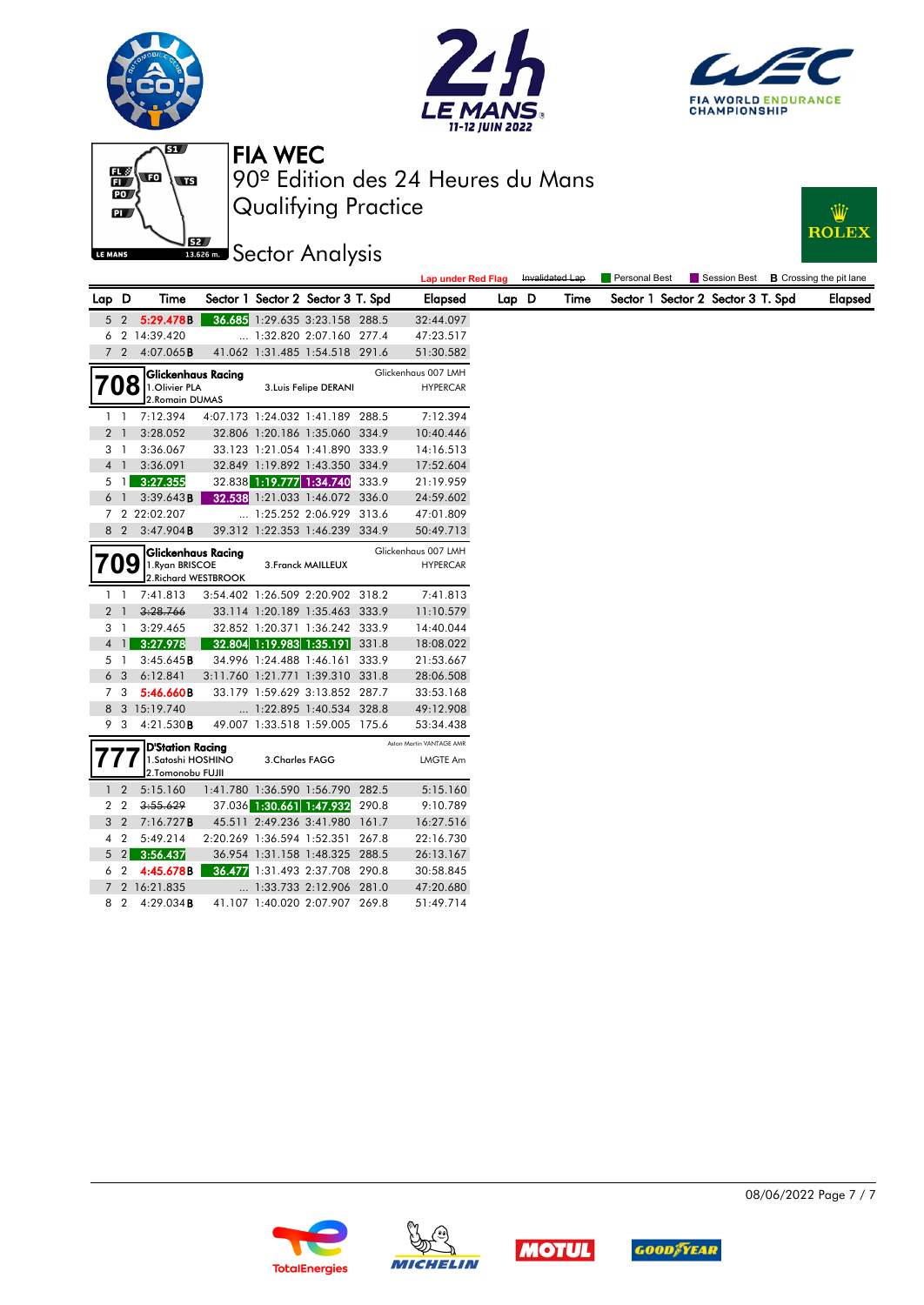# FIA WEC

## 90º Edition des 24 Heures du Mans

## Qualifying Practice

## Sector Analysis

Lap under Red Flag | ~~Invalidated Lap~~ | Personal Best | Session Best | **B** Crossing the pit lane

| Lap | D | Time | Sector 1 | Sector 2 | Sector 3 | T. Spd | Elapsed |
|---|---|---|---|---|---|---|---|
| 5 | 2 | 5:29.478**B** | 36.685 | 1:29.635 | 3:23.158 | 288.5 | 32:44.097 |
| 6 | 2 | 14:39.420 | ... | 1:32.820 | 2:07.160 | 277.4 | 47:23.517 |
| 7 | 2 | 4:07.065**B** | 41.062 | 1:31.485 | 1:54.518 | 291.6 | 51:30.582 |

**708** Glickenhaus Racing — Glickenhaus 007 LMH — HYPERCAR
1.Olivier PLA, 2.Romain DUMAS, 3.Luis Felipe DERANI

| Lap | D | Time | Sector 1 | Sector 2 | Sector 3 | T. Spd | Elapsed |
|---|---|---|---|---|---|---|---|
| 1 | 1 | 7:12.394 | 4:07.173 | 1:24.032 | 1:41.189 | 288.5 | 7:12.394 |
| 2 | 1 | 3:28.052 | 32.806 | 1:20.186 | 1:35.060 | 334.9 | 10:40.446 |
| 3 | 1 | 3:36.067 | 33.123 | 1:21.054 | 1:41.890 | 333.9 | 14:16.513 |
| 4 | 1 | 3:36.091 | 32.849 | 1:19.892 | 1:43.350 | 334.9 | 17:52.604 |
| 5 | 1 | 3:27.355 | 32.838 | 1:19.777 | 1:34.740 | 333.9 | 21:19.959 |
| 6 | 1 | 3:39.643**B** | 32.538 | 1:21.033 | 1:46.072 | 336.0 | 24:59.602 |
| 7 | 2 | 22:02.207 | ... | 1:25.252 | 2:06.929 | 313.6 | 47:01.809 |
| 8 | 2 | 3:47.904**B** | 39.312 | 1:22.353 | 1:46.239 | 334.9 | 50:49.713 |

**709** Glickenhaus Racing — Glickenhaus 007 LMH — HYPERCAR
1.Ryan BRISCOE, 2.Richard WESTBROOK, 3.Franck MAILLEUX

| Lap | D | Time | Sector 1 | Sector 2 | Sector 3 | T. Spd | Elapsed |
|---|---|---|---|---|---|---|---|
| 1 | 1 | 7:41.813 | 3:54.402 | 1:26.509 | 2:20.902 | 318.2 | 7:41.813 |
| 2 | 1 | ~~3:28.766~~ | 33.114 | 1:20.189 | 1:35.463 | 333.9 | 11:10.579 |
| 3 | 1 | 3:29.465 | 32.852 | 1:20.371 | 1:36.242 | 333.9 | 14:40.044 |
| 4 | 1 | 3:27.978 | 32.804 | 1:19.983 | 1:35.191 | 331.8 | 18:08.022 |
| 5 | 1 | 3:45.645**B** | 34.996 | 1:24.488 | 1:46.161 | 333.9 | 21:53.667 |
| 6 | 3 | 6:12.841 | 3:11.760 | 1:21.771 | 1:39.310 | 331.8 | 28:06.508 |
| 7 | 3 | 5:46.660**B** | 33.179 | 1:59.629 | 3:13.852 | 287.7 | 33:53.168 |
| 8 | 3 | 15:19.740 | ... | 1:22.895 | 1:40.534 | 328.8 | 49:12.908 |
| 9 | 3 | 4:21.530**B** | 49.007 | 1:33.518 | 1:59.005 | 175.6 | 53:34.438 |

**777** D'Station Racing — Aston Martin VANTAGE AMR — LMGTE Am
1.Satoshi HOSHINO, 2.Tomonobu FUJII, 3.Charles FAGG

| Lap | D | Time | Sector 1 | Sector 2 | Sector 3 | T. Spd | Elapsed |
|---|---|---|---|---|---|---|---|
| 1 | 2 | 5:15.160 | 1:41.780 | 1:36.590 | 1:56.790 | 282.5 | 5:15.160 |
| 2 | 2 | ~~3:55.629~~ | 37.036 | 1:30.661 | 1:47.932 | 290.8 | 9:10.789 |
| 3 | 2 | 7:16.727**B** | 45.511 | 2:49.236 | 3:41.980 | 161.7 | 16:27.516 |
| 4 | 2 | 5:49.214 | 2:20.269 | 1:36.594 | 1:52.351 | 267.8 | 22:16.730 |
| 5 | 2 | 3:56.437 | 36.954 | 1:31.158 | 1:48.325 | 288.5 | 26:13.167 |
| 6 | 2 | 4:45.678**B** | 36.477 | 1:31.493 | 2:37.708 | 290.8 | 30:58.845 |
| 7 | 2 | 16:21.835 | ... | 1:33.733 | 2:12.906 | 281.0 | 47:20.680 |
| 8 | 2 | 4:29.034**B** | 41.107 | 1:40.020 | 2:07.907 | 269.8 | 51:49.714 |

08/06/2022